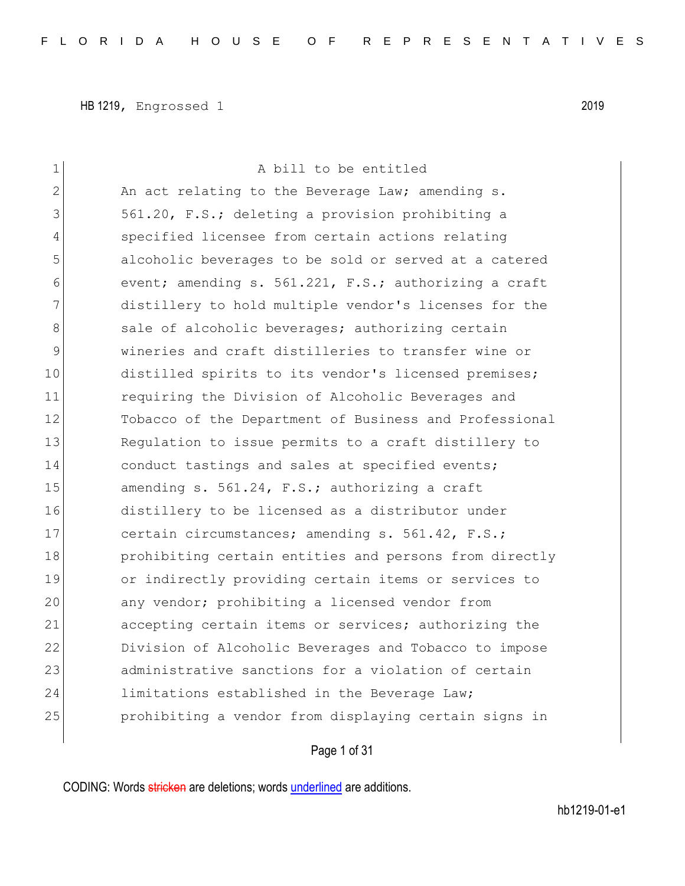HB 1219, Engrossed 1 2019

A bill to be entitled

An act relating to the Beverage Law; amending s. 561.20, F.S.; deleting a provision prohibiting a specified licensee from certain actions relating alcoholic beverages to be sold or served at a catered event; amending s. 561.221, F.S.; authorizing a craft distillery to hold multiple vendor's licenses for the sale of alcoholic beverages; authorizing certain wineries and craft distilleries to transfer wine or distilled spirits to its vendor's licensed premises; requiring the Division of Alcoholic Beverages and Tobacco of the Department of Business and Professional Regulation to issue permits to a craft distillery to conduct tastings and sales at specified events; amending s. 561.24, F.S.; authorizing a craft distillery to be licensed as a distributor under certain circumstances; amending s. 561.42, F.S.; prohibiting certain entities and persons from directly or indirectly providing certain items or services to any vendor; prohibiting a licensed vendor from accepting certain items or services; authorizing the Division of Alcoholic Beverages and Tobacco to impose administrative sanctions for a violation of certain limitations established in the Beverage Law; prohibiting a vendor from displaying certain signs in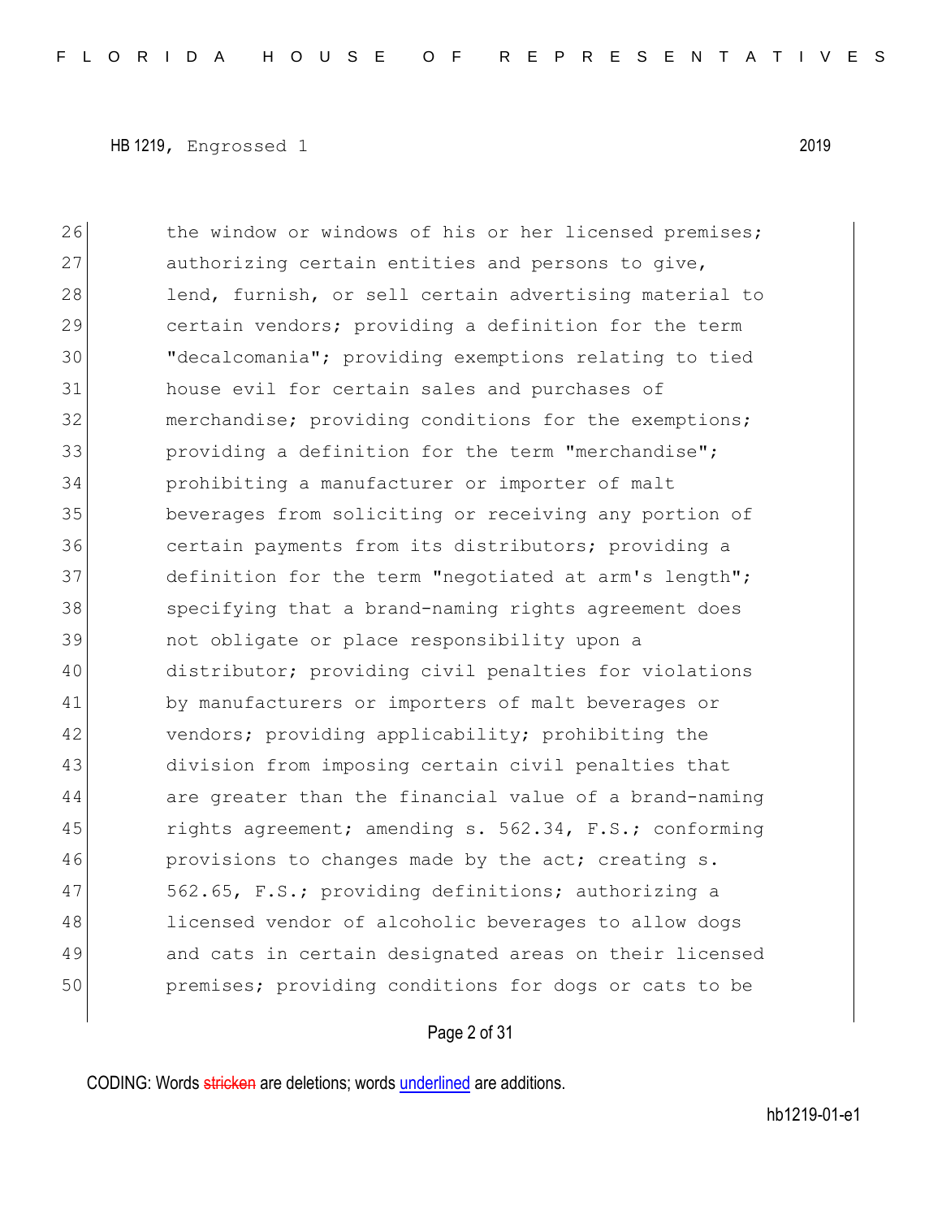26 the window or windows of his or her licensed premises;
27 authorizing certain entities and persons to give,
28 lend, furnish, or sell certain advertising material to
29 certain vendors; providing a definition for the term
30 "decalcomania"; providing exemptions relating to tied
31 house evil for certain sales and purchases of
32 merchandise; providing conditions for the exemptions;
33 providing a definition for the term "merchandise";
34 prohibiting a manufacturer or importer of malt
35 beverages from soliciting or receiving any portion of
36 certain payments from its distributors; providing a
37 definition for the term "negotiated at arm's length";
38 specifying that a brand-naming rights agreement does
39 not obligate or place responsibility upon a
40 distributor; providing civil penalties for violations
41 by manufacturers or importers of malt beverages or
42 vendors; providing applicability; prohibiting the
43 division from imposing certain civil penalties that
44 are greater than the financial value of a brand-naming
45 rights agreement; amending s. 562.34, F.S.; conforming
46 provisions to changes made by the act; creating s.
47 562.65, F.S.; providing definitions; authorizing a
48 licensed vendor of alcoholic beverages to allow dogs
49 and cats in certain designated areas on their licensed
50 premises; providing conditions for dogs or cats to be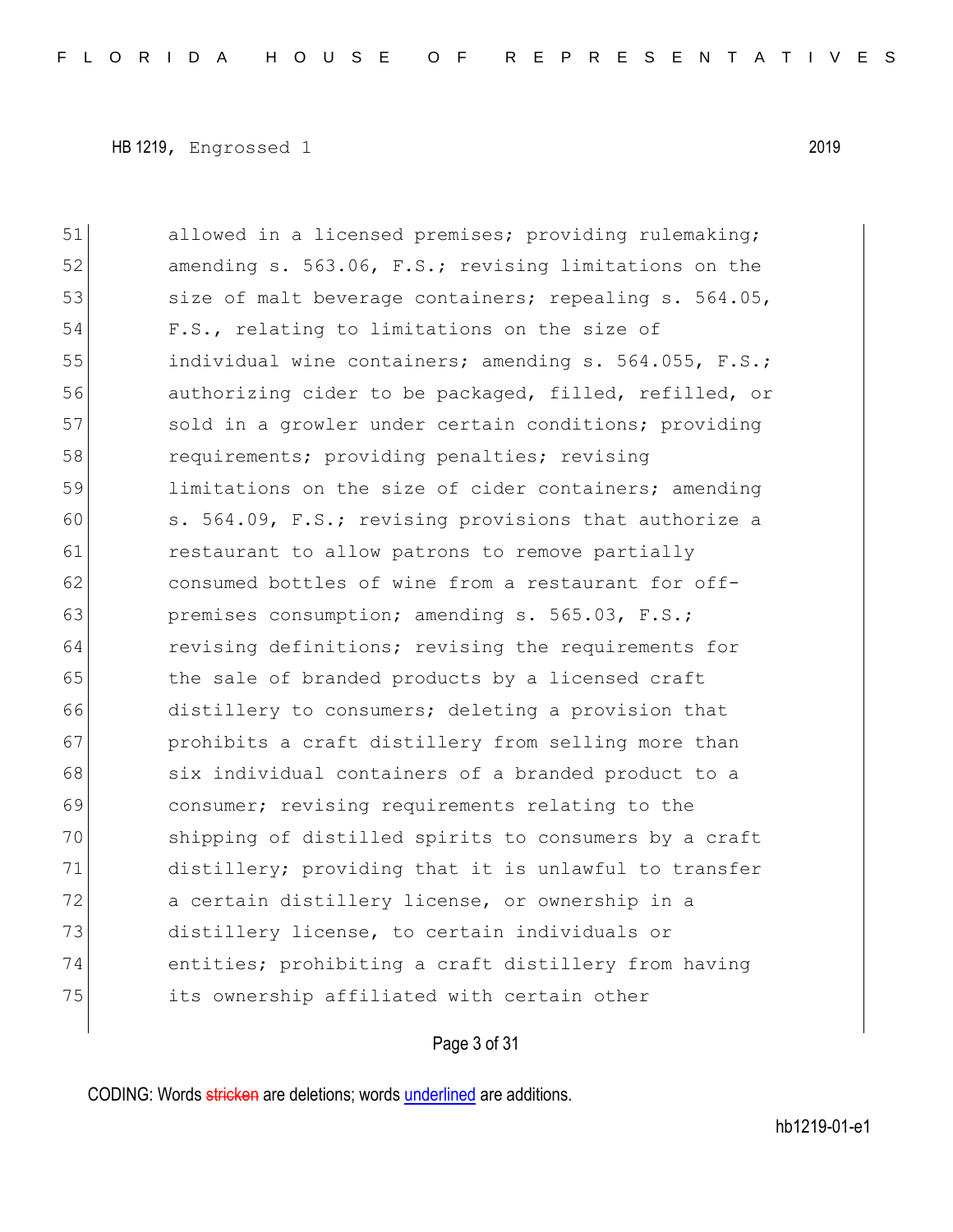51 allowed in a licensed premises; providing rulemaking;
52 amending s. 563.06, F.S.; revising limitations on the
53 size of malt beverage containers; repealing s. 564.05,
54 F.S., relating to limitations on the size of
55 individual wine containers; amending s. 564.055, F.S.;
56 authorizing cider to be packaged, filled, refilled, or
57 sold in a growler under certain conditions; providing
58 requirements; providing penalties; revising
59 limitations on the size of cider containers; amending
60 s. 564.09, F.S.; revising provisions that authorize a
61 restaurant to allow patrons to remove partially
62 consumed bottles of wine from a restaurant for off-
63 premises consumption; amending s. 565.03, F.S.;
64 revising definitions; revising the requirements for
65 the sale of branded products by a licensed craft
66 distillery to consumers; deleting a provision that
67 prohibits a craft distillery from selling more than
68 six individual containers of a branded product to a
69 consumer; revising requirements relating to the
70 shipping of distilled spirits to consumers by a craft
71 distillery; providing that it is unlawful to transfer
72 a certain distillery license, or ownership in a
73 distillery license, to certain individuals or
74 entities; prohibiting a craft distillery from having
75 its ownership affiliated with certain other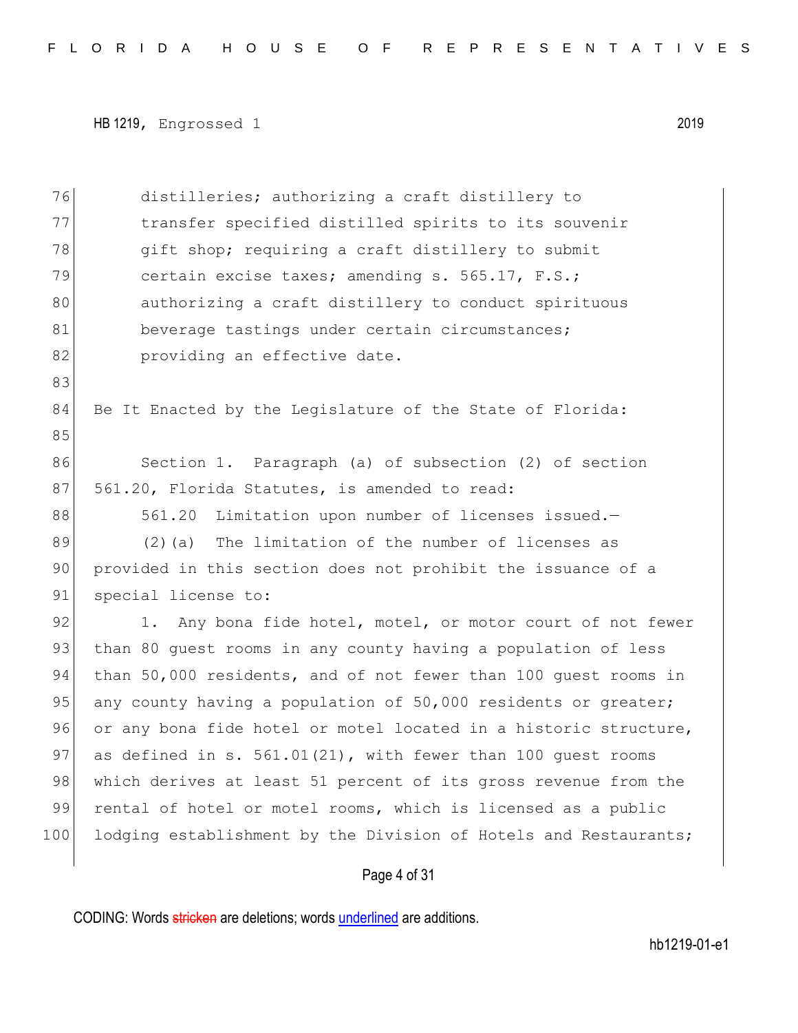distilleries; authorizing a craft distillery to transfer specified distilled spirits to its souvenir gift shop; requiring a craft distillery to submit certain excise taxes; amending s. 565.17, F.S.; authorizing a craft distillery to conduct spirituous beverage tastings under certain circumstances; providing an effective date.

Be It Enacted by the Legislature of the State of Florida:

Section 1. Paragraph (a) of subsection (2) of section 561.20, Florida Statutes, is amended to read:

561.20 Limitation upon number of licenses issued.—

(2)(a) The limitation of the number of licenses as provided in this section does not prohibit the issuance of a special license to:

1. Any bona fide hotel, motel, or motor court of not fewer than 80 guest rooms in any county having a population of less than 50,000 residents, and of not fewer than 100 guest rooms in any county having a population of 50,000 residents or greater; or any bona fide hotel or motel located in a historic structure, as defined in s. 561.01(21), with fewer than 100 guest rooms which derives at least 51 percent of its gross revenue from the rental of hotel or motel rooms, which is licensed as a public lodging establishment by the Division of Hotels and Restaurants;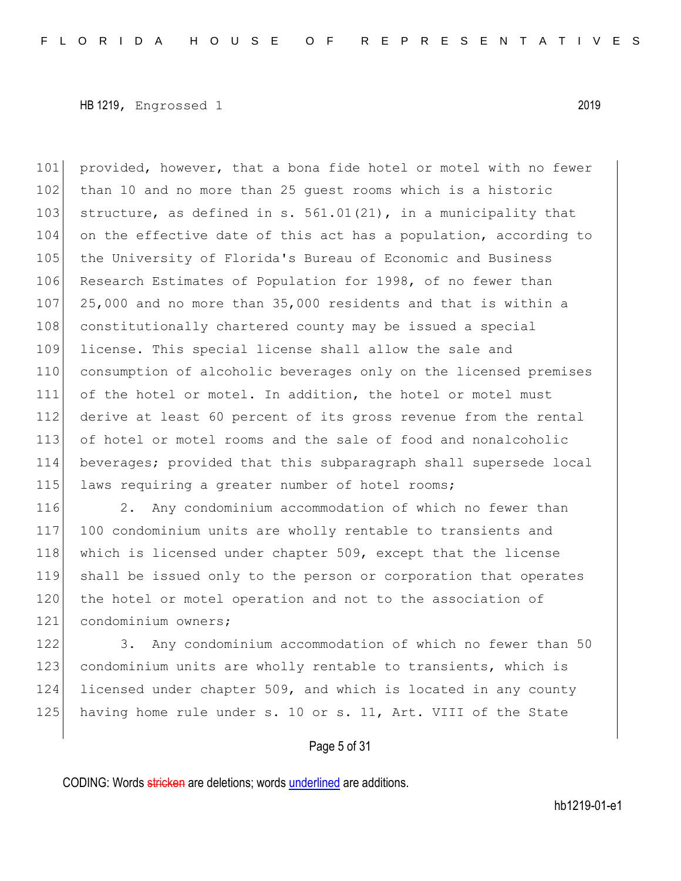provided, however, that a bona fide hotel or motel with no fewer than 10 and no more than 25 guest rooms which is a historic structure, as defined in s. 561.01(21), in a municipality that on the effective date of this act has a population, according to the University of Florida's Bureau of Economic and Business Research Estimates of Population for 1998, of no fewer than 25,000 and no more than 35,000 residents and that is within a constitutionally chartered county may be issued a special license. This special license shall allow the sale and consumption of alcoholic beverages only on the licensed premises of the hotel or motel. In addition, the hotel or motel must derive at least 60 percent of its gross revenue from the rental of hotel or motel rooms and the sale of food and nonalcoholic beverages; provided that this subparagraph shall supersede local laws requiring a greater number of hotel rooms;

2. Any condominium accommodation of which no fewer than 100 condominium units are wholly rentable to transients and which is licensed under chapter 509, except that the license shall be issued only to the person or corporation that operates the hotel or motel operation and not to the association of condominium owners;

3. Any condominium accommodation of which no fewer than 50 condominium units are wholly rentable to transients, which is licensed under chapter 509, and which is located in any county having home rule under s. 10 or s. 11, Art. VIII of the State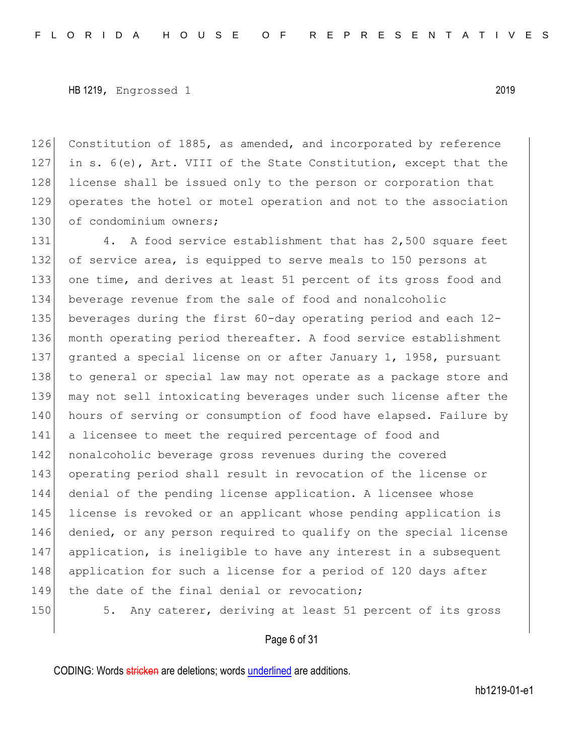Constitution of 1885, as amended, and incorporated by reference in s. 6(e), Art. VIII of the State Constitution, except that the license shall be issued only to the person or corporation that operates the hotel or motel operation and not to the association of condominium owners;

4. A food service establishment that has 2,500 square feet of service area, is equipped to serve meals to 150 persons at one time, and derives at least 51 percent of its gross food and beverage revenue from the sale of food and nonalcoholic beverages during the first 60-day operating period and each 12-month operating period thereafter. A food service establishment granted a special license on or after January 1, 1958, pursuant to general or special law may not operate as a package store and may not sell intoxicating beverages under such license after the hours of serving or consumption of food have elapsed. Failure by a licensee to meet the required percentage of food and nonalcoholic beverage gross revenues during the covered operating period shall result in revocation of the license or denial of the pending license application. A licensee whose license is revoked or an applicant whose pending application is denied, or any person required to qualify on the special license application, is ineligible to have any interest in a subsequent application for such a license for a period of 120 days after the date of the final denial or revocation;

5. Any caterer, deriving at least 51 percent of its gross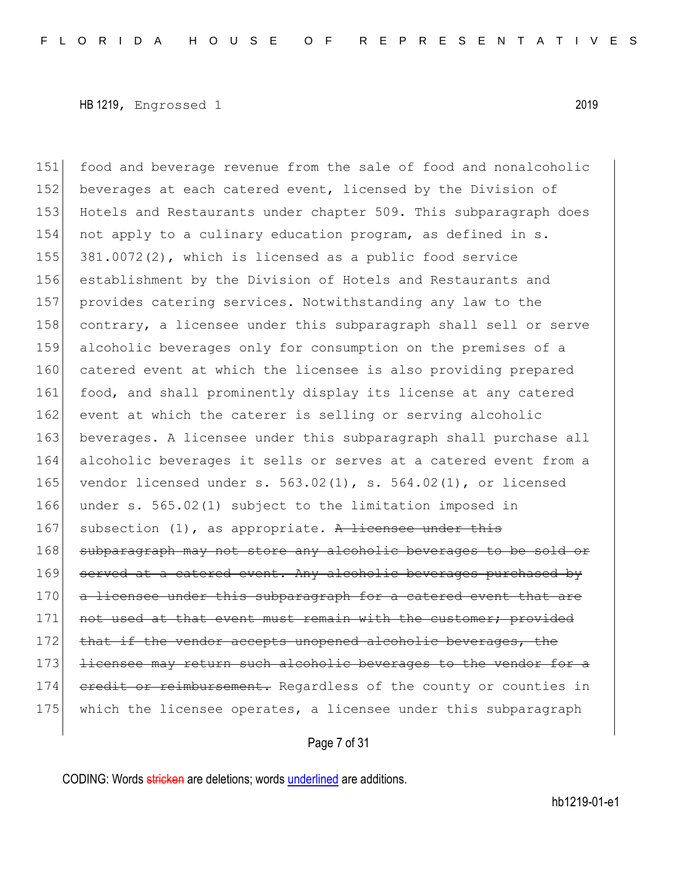151 food and beverage revenue from the sale of food and nonalcoholic
152 beverages at each catered event, licensed by the Division of
153 Hotels and Restaurants under chapter 509. This subparagraph does
154 not apply to a culinary education program, as defined in s.
155 381.0072(2), which is licensed as a public food service
156 establishment by the Division of Hotels and Restaurants and
157 provides catering services. Notwithstanding any law to the
158 contrary, a licensee under this subparagraph shall sell or serve
159 alcoholic beverages only for consumption on the premises of a
160 catered event at which the licensee is also providing prepared
161 food, and shall prominently display its license at any catered
162 event at which the caterer is selling or serving alcoholic
163 beverages. A licensee under this subparagraph shall purchase all
164 alcoholic beverages it sells or serves at a catered event from a
165 vendor licensed under s. 563.02(1), s. 564.02(1), or licensed
166 under s. 565.02(1) subject to the limitation imposed in
167 subsection (1), as appropriate. ~~A licensee under this~~
168 ~~subparagraph may not store any alcoholic beverages to be sold or~~
169 ~~served at a catered event. Any alcoholic beverages purchased by~~
170 ~~a licensee under this subparagraph for a catered event that are~~
171 ~~not used at that event must remain with the customer; provided~~
172 ~~that if the vendor accepts unopened alcoholic beverages, the~~
173 ~~licensee may return such alcoholic beverages to the vendor for a~~
174 ~~credit or reimbursement.~~ Regardless of the county or counties in
175 which the licensee operates, a licensee under this subparagraph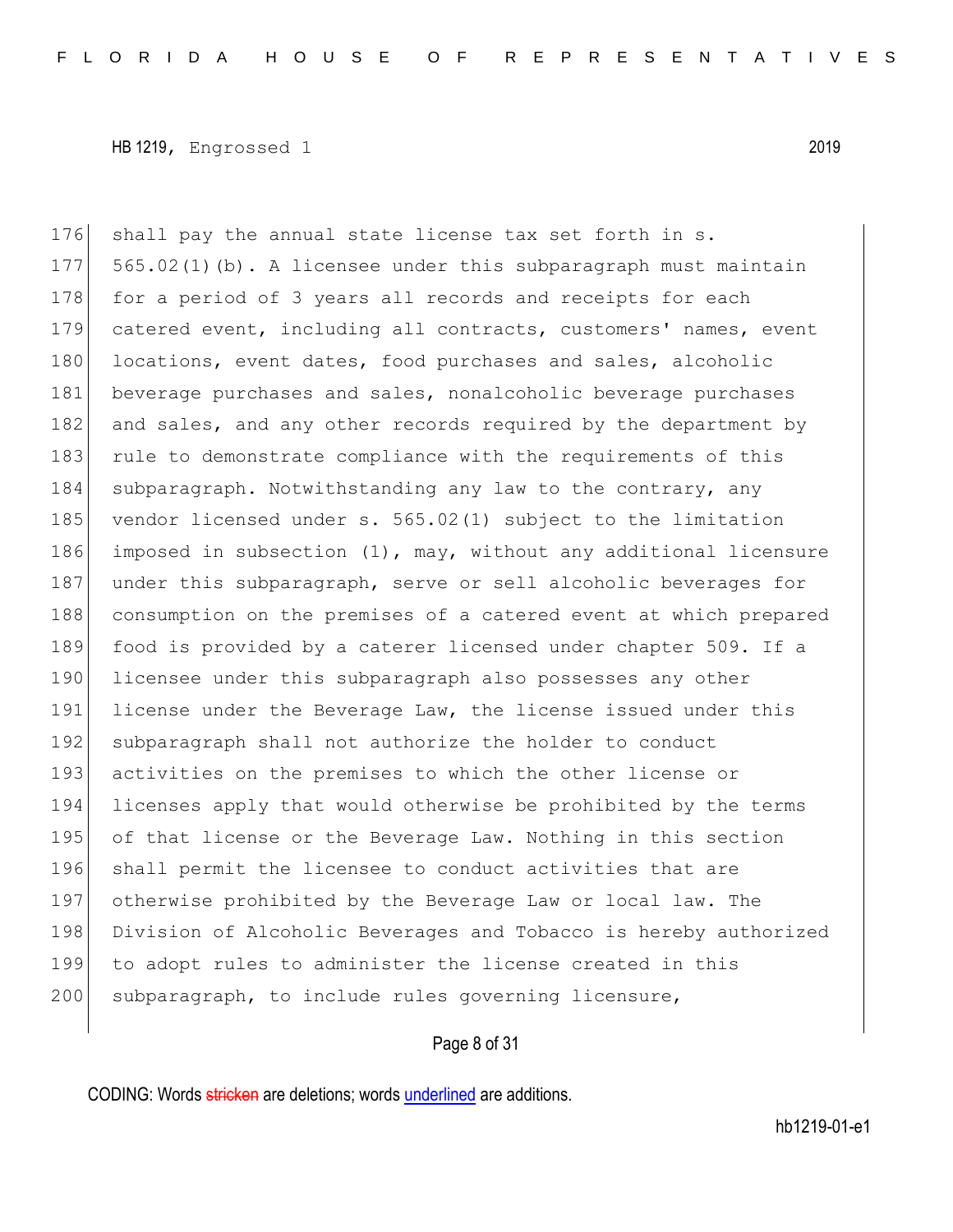shall pay the annual state license tax set forth in s. 565.02(1)(b). A licensee under this subparagraph must maintain for a period of 3 years all records and receipts for each catered event, including all contracts, customers' names, event locations, event dates, food purchases and sales, alcoholic beverage purchases and sales, nonalcoholic beverage purchases and sales, and any other records required by the department by rule to demonstrate compliance with the requirements of this subparagraph. Notwithstanding any law to the contrary, any vendor licensed under s. 565.02(1) subject to the limitation imposed in subsection (1), may, without any additional licensure under this subparagraph, serve or sell alcoholic beverages for consumption on the premises of a catered event at which prepared food is provided by a caterer licensed under chapter 509. If a licensee under this subparagraph also possesses any other license under the Beverage Law, the license issued under this subparagraph shall not authorize the holder to conduct activities on the premises to which the other license or licenses apply that would otherwise be prohibited by the terms of that license or the Beverage Law. Nothing in this section shall permit the licensee to conduct activities that are otherwise prohibited by the Beverage Law or local law. The Division of Alcoholic Beverages and Tobacco is hereby authorized to adopt rules to administer the license created in this subparagraph, to include rules governing licensure,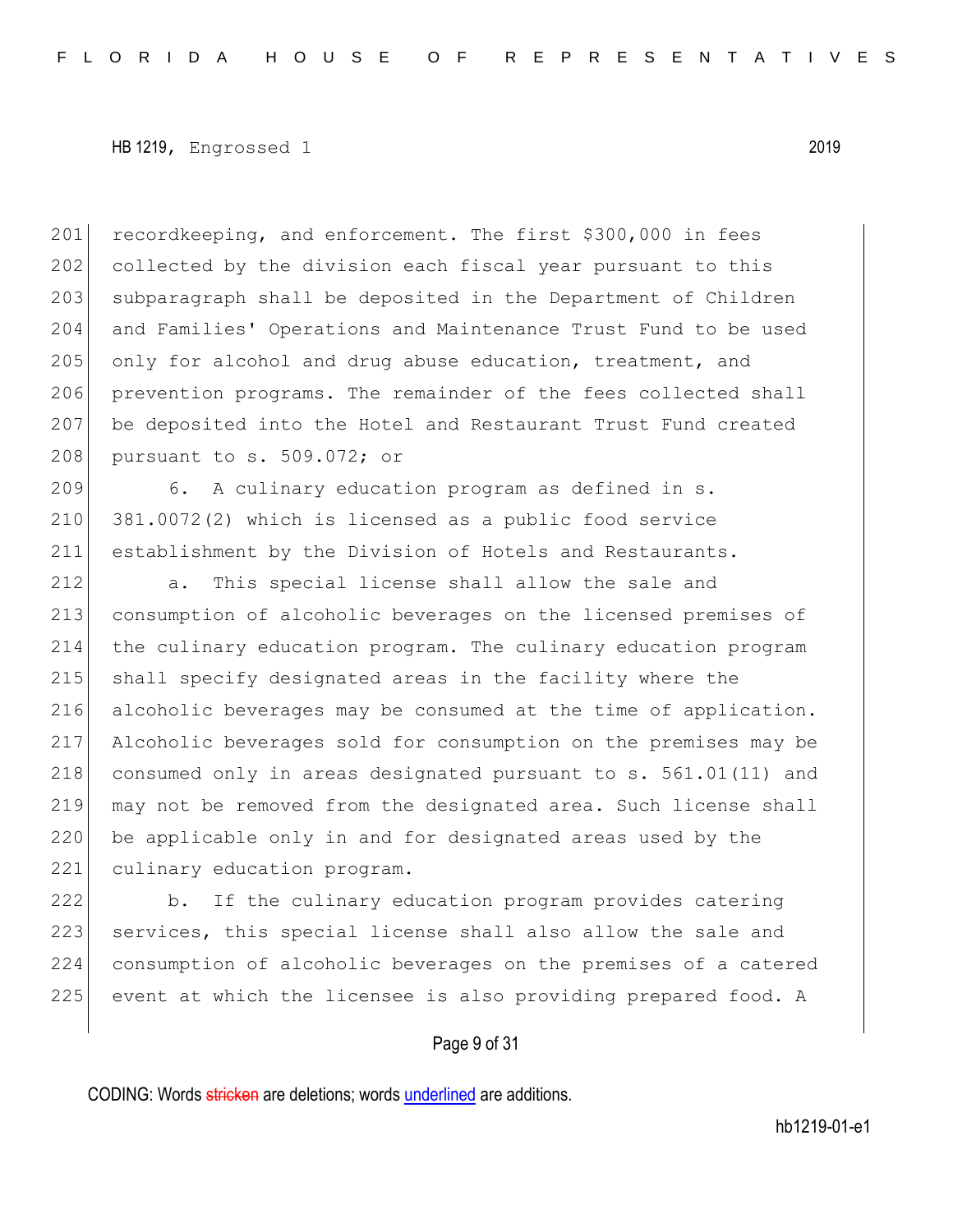recordkeeping, and enforcement. The first $300,000 in fees collected by the division each fiscal year pursuant to this subparagraph shall be deposited in the Department of Children and Families' Operations and Maintenance Trust Fund to be used only for alcohol and drug abuse education, treatment, and prevention programs. The remainder of the fees collected shall be deposited into the Hotel and Restaurant Trust Fund created pursuant to s. 509.072; or

6. A culinary education program as defined in s. 381.0072(2) which is licensed as a public food service establishment by the Division of Hotels and Restaurants.

a. This special license shall allow the sale and consumption of alcoholic beverages on the licensed premises of the culinary education program. The culinary education program shall specify designated areas in the facility where the alcoholic beverages may be consumed at the time of application. Alcoholic beverages sold for consumption on the premises may be consumed only in areas designated pursuant to s. 561.01(11) and may not be removed from the designated area. Such license shall be applicable only in and for designated areas used by the culinary education program.

b. If the culinary education program provides catering services, this special license shall also allow the sale and consumption of alcoholic beverages on the premises of a catered event at which the licensee is also providing prepared food. A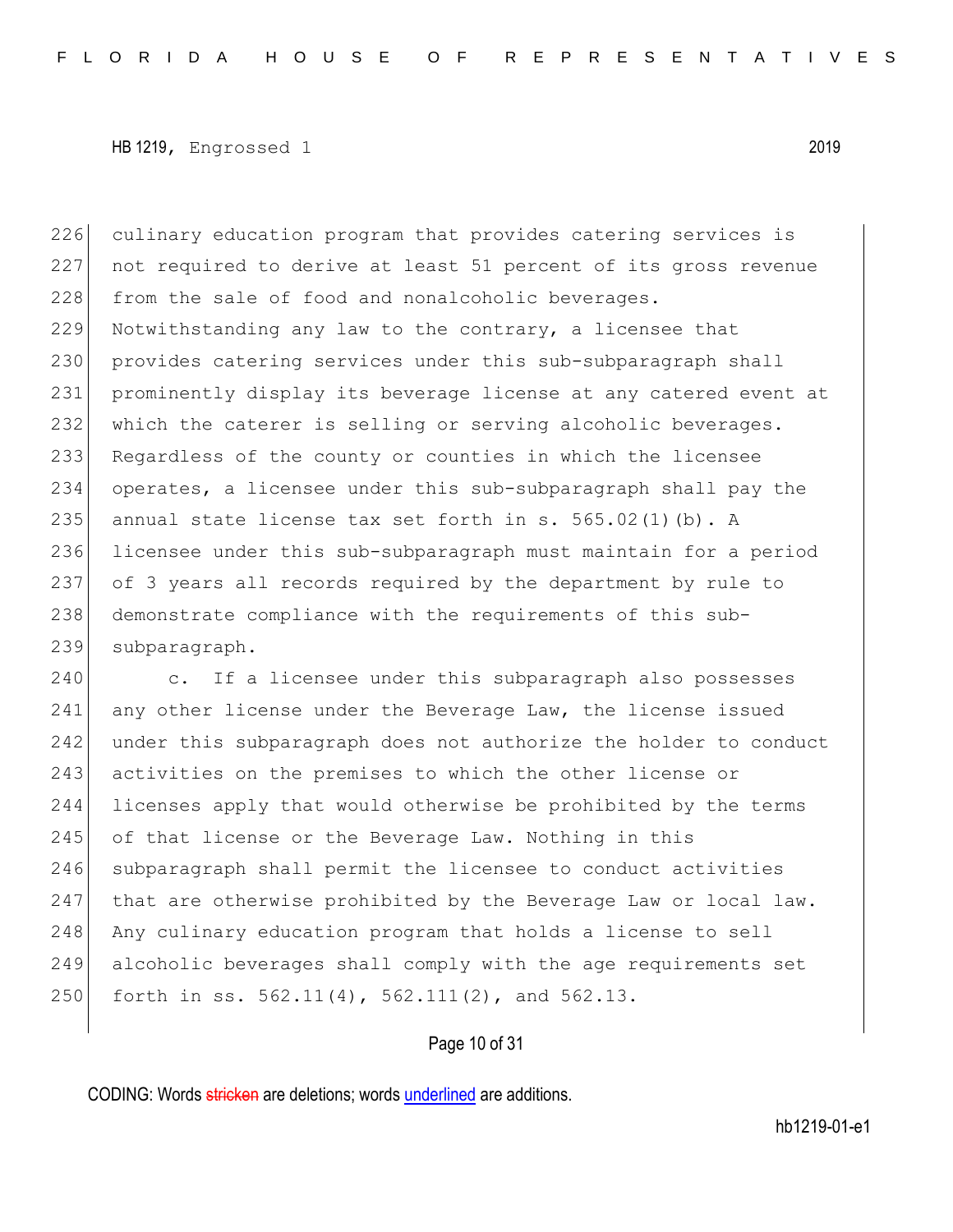culinary education program that provides catering services is not required to derive at least 51 percent of its gross revenue from the sale of food and nonalcoholic beverages. Notwithstanding any law to the contrary, a licensee that provides catering services under this sub-subparagraph shall prominently display its beverage license at any catered event at which the caterer is selling or serving alcoholic beverages. Regardless of the county or counties in which the licensee operates, a licensee under this sub-subparagraph shall pay the annual state license tax set forth in s. 565.02(1)(b). A licensee under this sub-subparagraph must maintain for a period of 3 years all records required by the department by rule to demonstrate compliance with the requirements of this sub-subparagraph.

c. If a licensee under this subparagraph also possesses any other license under the Beverage Law, the license issued under this subparagraph does not authorize the holder to conduct activities on the premises to which the other license or licenses apply that would otherwise be prohibited by the terms of that license or the Beverage Law. Nothing in this subparagraph shall permit the licensee to conduct activities that are otherwise prohibited by the Beverage Law or local law. Any culinary education program that holds a license to sell alcoholic beverages shall comply with the age requirements set forth in ss. 562.11(4), 562.111(2), and 562.13.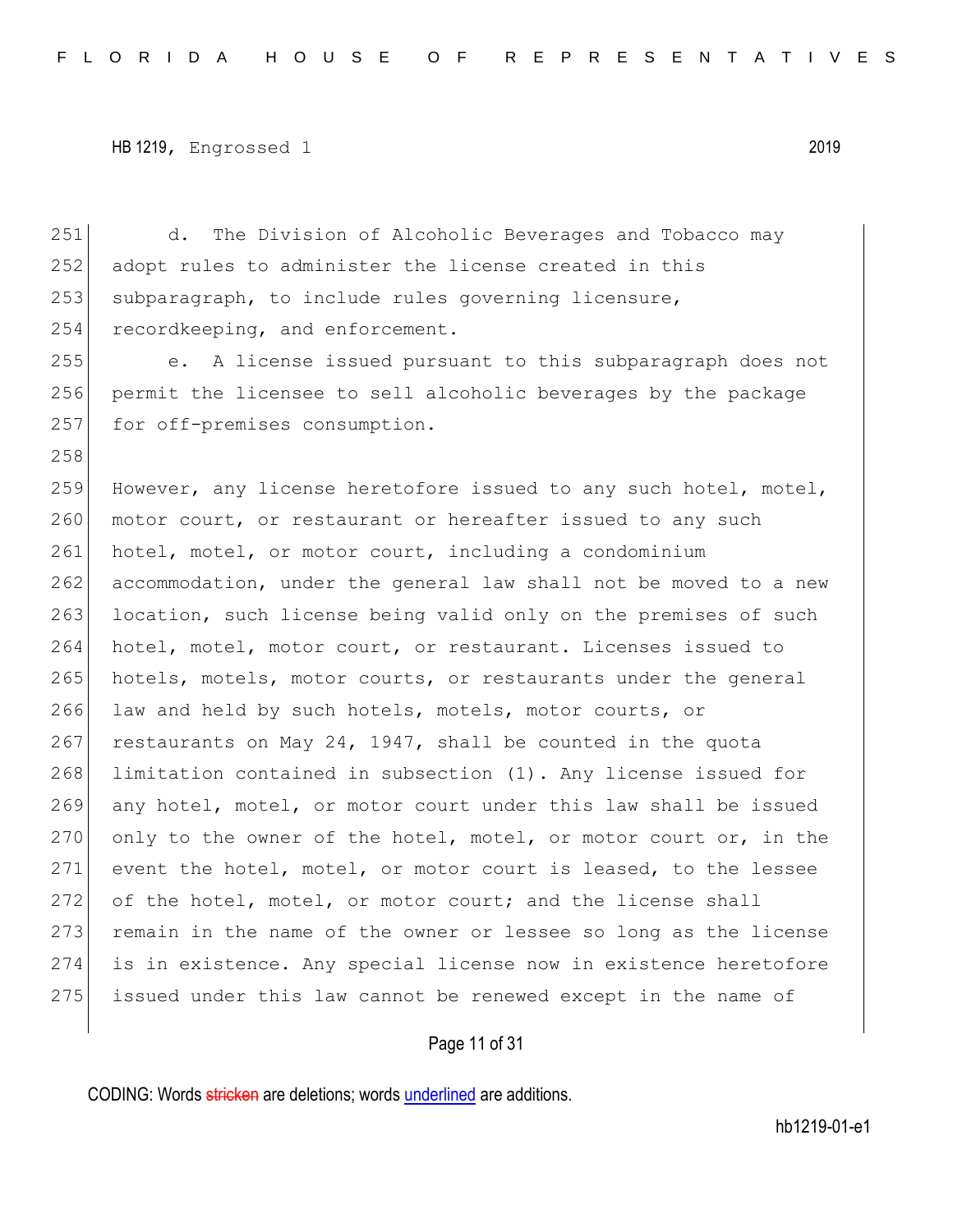d. The Division of Alcoholic Beverages and Tobacco may adopt rules to administer the license created in this subparagraph, to include rules governing licensure, recordkeeping, and enforcement.

e. A license issued pursuant to this subparagraph does not permit the licensee to sell alcoholic beverages by the package for off-premises consumption.

However, any license heretofore issued to any such hotel, motel, motor court, or restaurant or hereafter issued to any such hotel, motel, or motor court, including a condominium accommodation, under the general law shall not be moved to a new location, such license being valid only on the premises of such hotel, motel, motor court, or restaurant. Licenses issued to hotels, motels, motor courts, or restaurants under the general law and held by such hotels, motels, motor courts, or restaurants on May 24, 1947, shall be counted in the quota limitation contained in subsection (1). Any license issued for any hotel, motel, or motor court under this law shall be issued only to the owner of the hotel, motel, or motor court or, in the event the hotel, motel, or motor court is leased, to the lessee of the hotel, motel, or motor court; and the license shall remain in the name of the owner or lessee so long as the license is in existence. Any special license now in existence heretofore issued under this law cannot be renewed except in the name of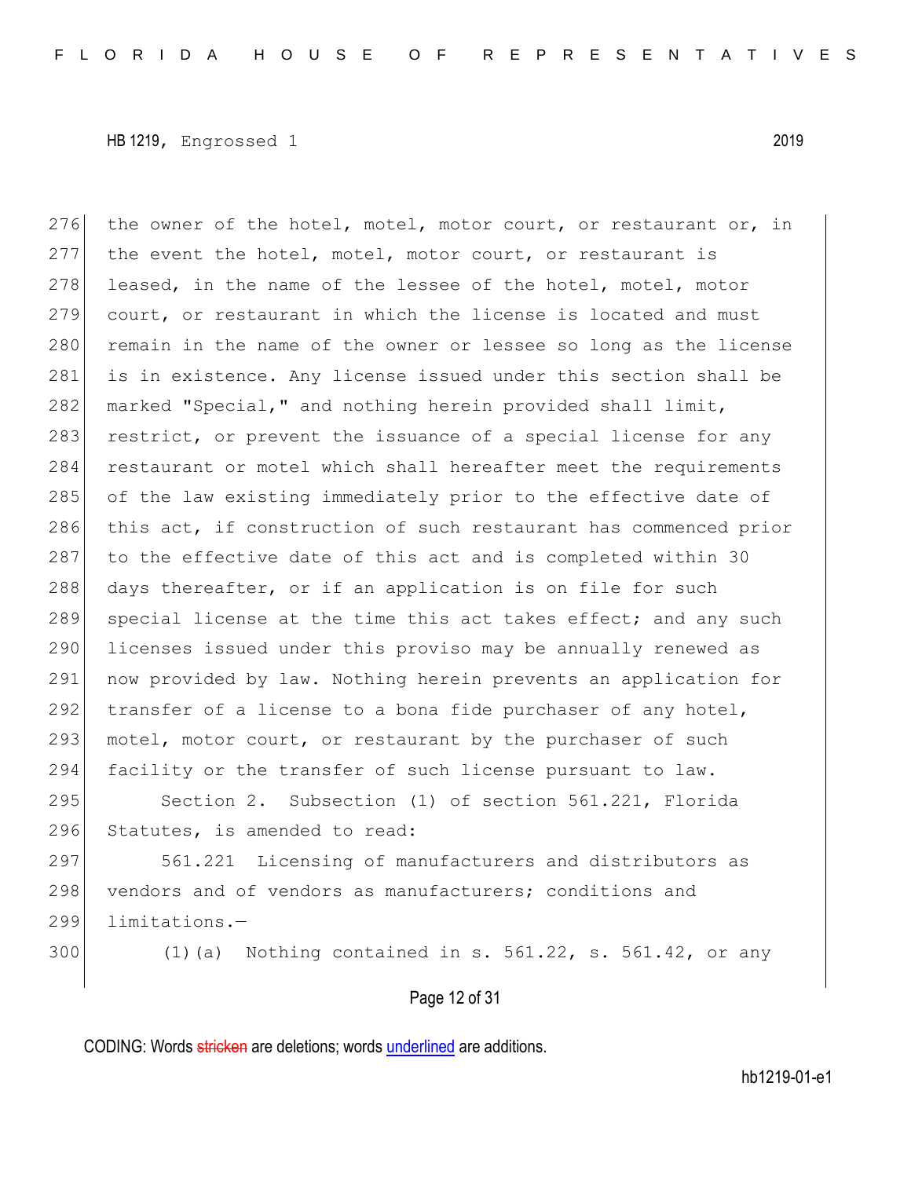the owner of the hotel, motel, motor court, or restaurant or, in the event the hotel, motel, motor court, or restaurant is leased, in the name of the lessee of the hotel, motel, motor court, or restaurant in which the license is located and must remain in the name of the owner or lessee so long as the license is in existence. Any license issued under this section shall be marked "Special," and nothing herein provided shall limit, restrict, or prevent the issuance of a special license for any restaurant or motel which shall hereafter meet the requirements of the law existing immediately prior to the effective date of this act, if construction of such restaurant has commenced prior to the effective date of this act and is completed within 30 days thereafter, or if an application is on file for such special license at the time this act takes effect; and any such licenses issued under this proviso may be annually renewed as now provided by law. Nothing herein prevents an application for transfer of a license to a bona fide purchaser of any hotel, motel, motor court, or restaurant by the purchaser of such facility or the transfer of such license pursuant to law.

Section 2. Subsection (1) of section 561.221, Florida Statutes, is amended to read:

561.221 Licensing of manufacturers and distributors as vendors and of vendors as manufacturers; conditions and limitations.—

(1)(a) Nothing contained in s. 561.22, s. 561.42, or any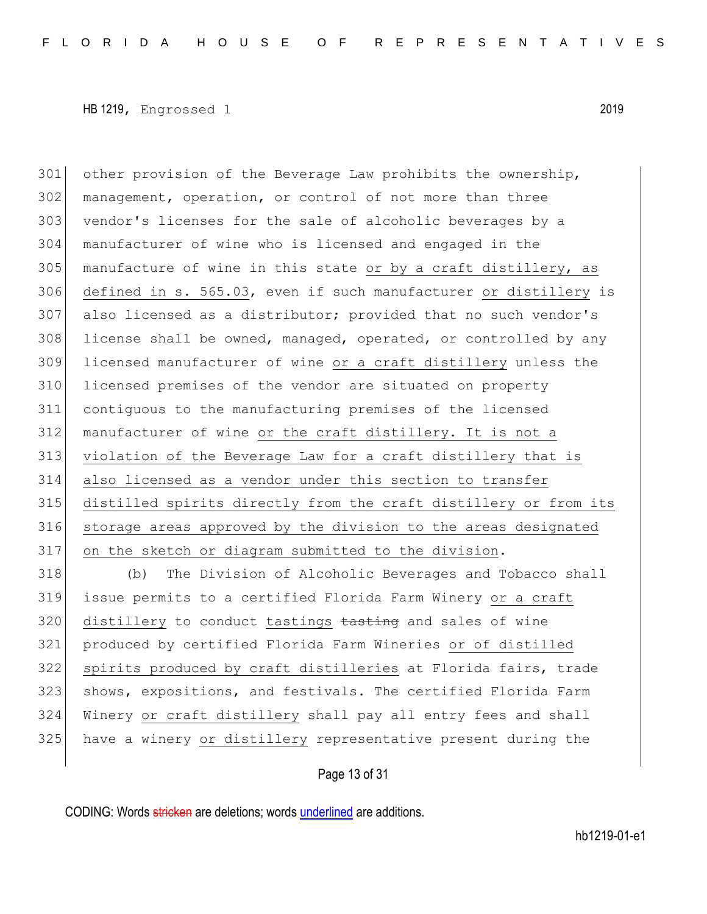HB 1219, Engrossed 1 2019

301 other provision of the Beverage Law prohibits the ownership,
302 management, operation, or control of not more than three
303 vendor's licenses for the sale of alcoholic beverages by a
304 manufacturer of wine who is licensed and engaged in the
305 manufacture of wine in this state <u>or by a craft distillery, as</u>
306 <u>defined in s. 565.03</u>, even if such manufacturer <u>or distillery</u> is
307 also licensed as a distributor; provided that no such vendor's
308 license shall be owned, managed, operated, or controlled by any
309 licensed manufacturer of wine <u>or a craft distillery</u> unless the
310 licensed premises of the vendor are situated on property
311 contiguous to the manufacturing premises of the licensed
312 manufacturer of wine <u>or the craft distillery. It is not a</u>
313 <u>violation of the Beverage Law for a craft distillery that is</u>
314 <u>also licensed as a vendor under this section to transfer</u>
315 <u>distilled spirits directly from the craft distillery or from its</u>
316 <u>storage areas approved by the division to the areas designated</u>
317 <u>on the sketch or diagram submitted to the division</u>.

318 (b) The Division of Alcoholic Beverages and Tobacco shall
319 issue permits to a certified Florida Farm Winery <u>or a craft</u>
320 <u>distillery</u> to conduct <u>tastings</u> ~~tasting~~ and sales of wine
321 produced by certified Florida Farm Wineries <u>or of distilled</u>
322 <u>spirits produced by craft distilleries</u> at Florida fairs, trade
323 shows, expositions, and festivals. The certified Florida Farm
324 Winery <u>or craft distillery</u> shall pay all entry fees and shall
325 have a winery <u>or distillery</u> representative present during the

CODING: Words ~~stricken~~ are deletions; words <u>underlined</u> are additions.

hb1219-01-e1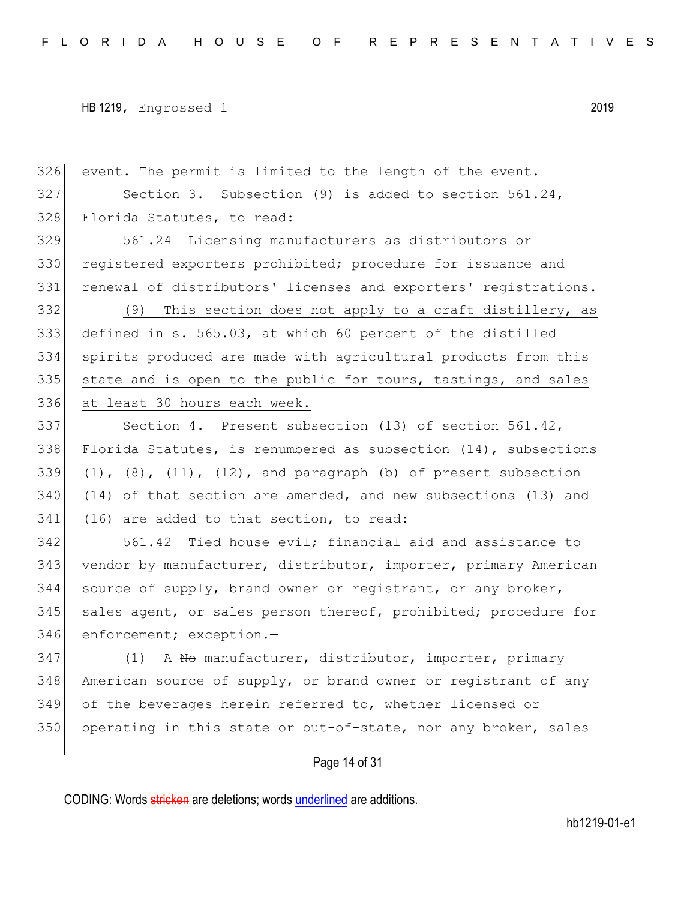event. The permit is limited to the length of the event.

Section 3. Subsection (9) is added to section 561.24, Florida Statutes, to read:

561.24 Licensing manufacturers as distributors or registered exporters prohibited; procedure for issuance and renewal of distributors' licenses and exporters' registrations.—

<u>(9) This section does not apply to a craft distillery, as defined in s. 565.03, at which 60 percent of the distilled spirits produced are made with agricultural products from this state and is open to the public for tours, tastings, and sales at least 30 hours each week.</u>

Section 4. Present subsection (13) of section 561.42, Florida Statutes, is renumbered as subsection (14), subsections (1), (8), (11), (12), and paragraph (b) of present subsection (14) of that section are amended, and new subsections (13) and (16) are added to that section, to read:

561.42 Tied house evil; financial aid and assistance to vendor by manufacturer, distributor, importer, primary American source of supply, brand owner or registrant, or any broker, sales agent, or sales person thereof, prohibited; procedure for enforcement; exception.—

(1) <u>A</u> ~~No~~ manufacturer, distributor, importer, primary American source of supply, or brand owner or registrant of any of the beverages herein referred to, whether licensed or operating in this state or out-of-state, nor any broker, sales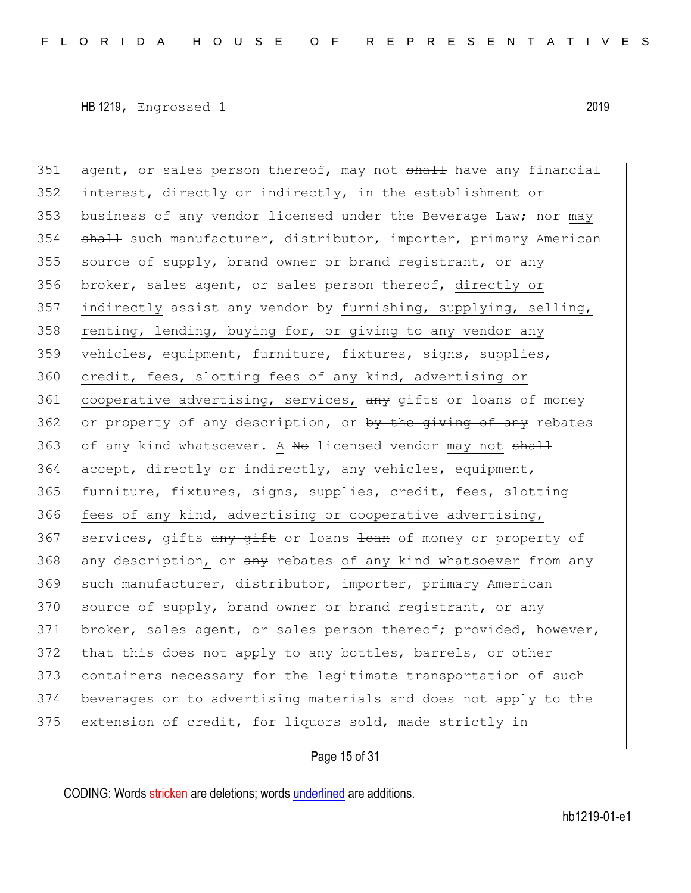351 agent, or sales person thereof, may not ~~shall~~ have any financial
352 interest, directly or indirectly, in the establishment or
353 business of any vendor licensed under the Beverage Law; nor may
354 ~~shall~~ such manufacturer, distributor, importer, primary American
355 source of supply, brand owner or brand registrant, or any
356 broker, sales agent, or sales person thereof, directly or
357 indirectly assist any vendor by furnishing, supplying, selling,
358 renting, lending, buying for, or giving to any vendor any
359 vehicles, equipment, furniture, fixtures, signs, supplies,
360 credit, fees, slotting fees of any kind, advertising or
361 cooperative advertising, services, ~~any~~ gifts or loans of money
362 or property of any description, or ~~by the giving of any~~ rebates
363 of any kind whatsoever. A ~~No~~ licensed vendor may not ~~shall~~
364 accept, directly or indirectly, any vehicles, equipment,
365 furniture, fixtures, signs, supplies, credit, fees, slotting
366 fees of any kind, advertising or cooperative advertising,
367 services, gifts ~~any gift~~ or loans ~~loan~~ of money or property of
368 any description, or ~~any~~ rebates of any kind whatsoever from any
369 such manufacturer, distributor, importer, primary American
370 source of supply, brand owner or brand registrant, or any
371 broker, sales agent, or sales person thereof; provided, however,
372 that this does not apply to any bottles, barrels, or other
373 containers necessary for the legitimate transportation of such
374 beverages or to advertising materials and does not apply to the
375 extension of credit, for liquors sold, made strictly in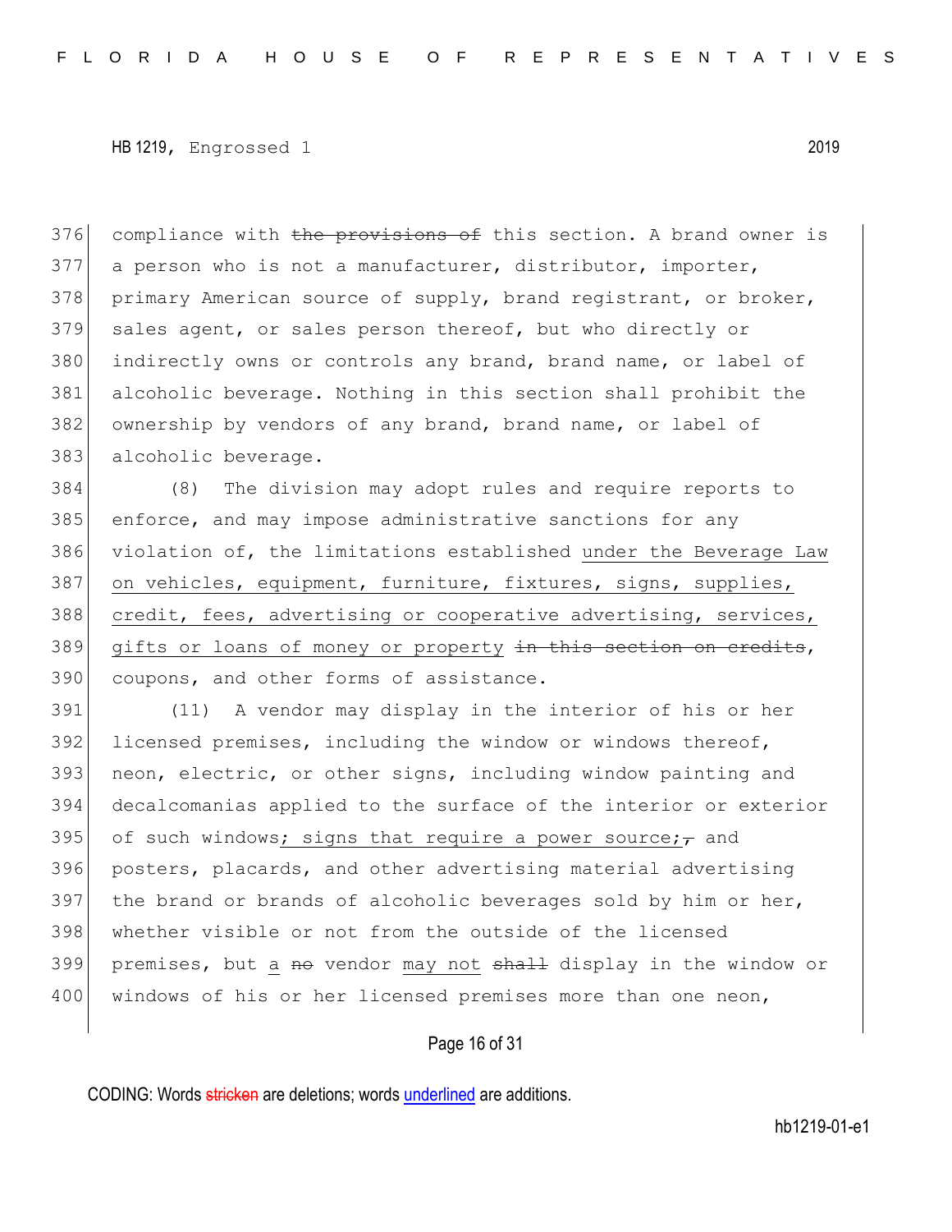HB 1219, Engrossed 1 2019

376 compliance with ~~the provisions of~~ this section. A brand owner is
377 a person who is not a manufacturer, distributor, importer,
378 primary American source of supply, brand registrant, or broker,
379 sales agent, or sales person thereof, but who directly or
380 indirectly owns or controls any brand, brand name, or label of
381 alcoholic beverage. Nothing in this section shall prohibit the
382 ownership by vendors of any brand, brand name, or label of
383 alcoholic beverage.

384 (8) The division may adopt rules and require reports to
385 enforce, and may impose administrative sanctions for any
386 violation of, the limitations established <u>under the Beverage Law</u>
387 <u>on vehicles, equipment, furniture, fixtures, signs, supplies,</u>
388 <u>credit, fees, advertising or cooperative advertising, services,</u>
389 <u>gifts or loans of money or property</u> ~~in this section on credits~~,
390 coupons, and other forms of assistance.

391 (11) A vendor may display in the interior of his or her
392 licensed premises, including the window or windows thereof,
393 neon, electric, or other signs, including window painting and
394 decalcomanias applied to the surface of the interior or exterior
395 of such windows<u>; signs that require a power source;</u>~~,~~ and
396 posters, placards, and other advertising material advertising
397 the brand or brands of alcoholic beverages sold by him or her,
398 whether visible or not from the outside of the licensed
399 premises, but <u>a</u> ~~no~~ vendor <u>may not</u> ~~shall~~ display in the window or
400 windows of his or her licensed premises more than one neon,

CODING: Words ~~stricken~~ are deletions; words <u>underlined</u> are additions.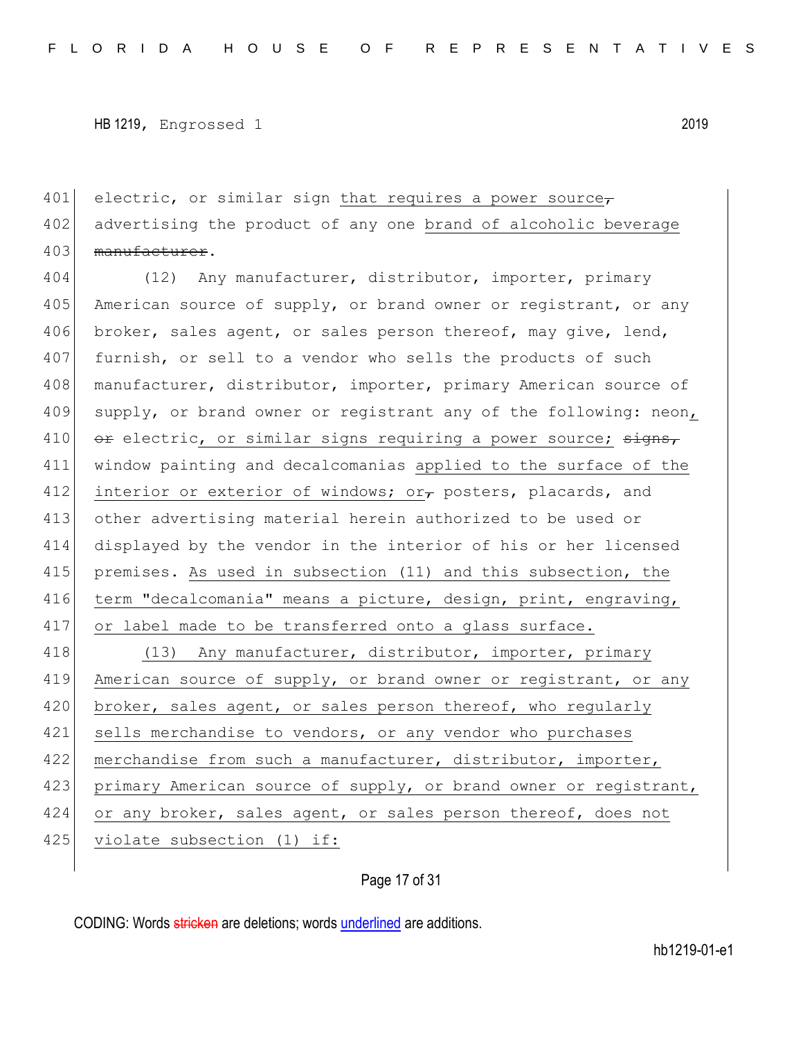401 electric, or similar sign that requires a power source, advertising the product of any one brand of alcoholic beverage manufacturer.

(12) Any manufacturer, distributor, importer, primary American source of supply, or brand owner or registrant, or any broker, sales agent, or sales person thereof, may give, lend, furnish, or sell to a vendor who sells the products of such manufacturer, distributor, importer, primary American source of supply, or brand owner or registrant any of the following: neon, or electric, or similar signs requiring a power source; signs, window painting and decalcomanias applied to the surface of the interior or exterior of windows; or, posters, placards, and other advertising material herein authorized to be used or displayed by the vendor in the interior of his or her licensed premises. As used in subsection (11) and this subsection, the term "decalcomania" means a picture, design, print, engraving, or label made to be transferred onto a glass surface.

(13) Any manufacturer, distributor, importer, primary American source of supply, or brand owner or registrant, or any broker, sales agent, or sales person thereof, who regularly sells merchandise to vendors, or any vendor who purchases merchandise from such a manufacturer, distributor, importer, primary American source of supply, or brand owner or registrant, or any broker, sales agent, or sales person thereof, does not violate subsection (1) if: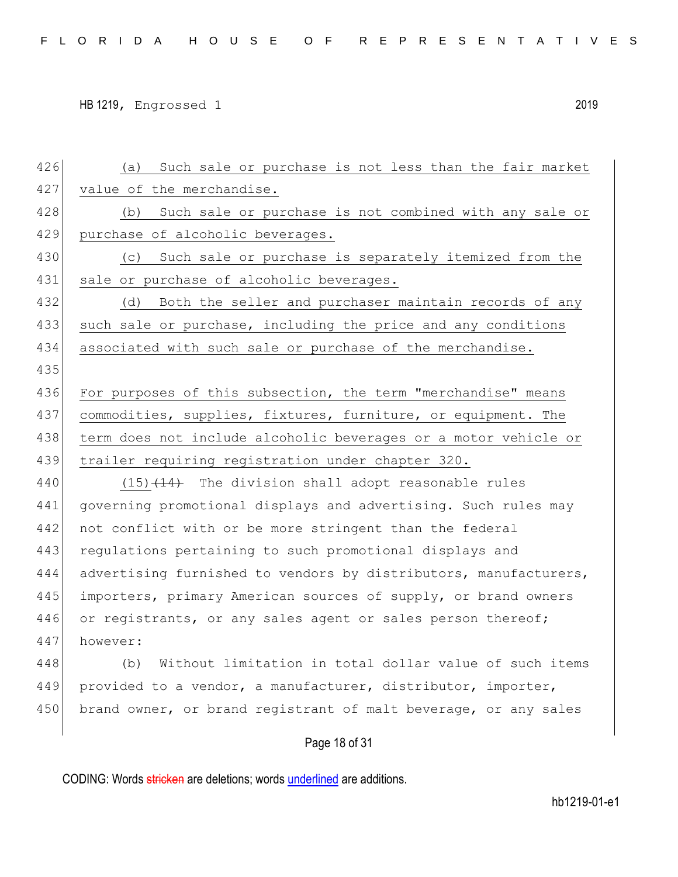(a) Such sale or purchase is not less than the fair market value of the merchandise.

(b) Such sale or purchase is not combined with any sale or purchase of alcoholic beverages.

(c) Such sale or purchase is separately itemized from the sale or purchase of alcoholic beverages.

(d) Both the seller and purchaser maintain records of any such sale or purchase, including the price and any conditions associated with such sale or purchase of the merchandise.

For purposes of this subsection, the term "merchandise" means commodities, supplies, fixtures, furniture, or equipment. The term does not include alcoholic beverages or a motor vehicle or trailer requiring registration under chapter 320.

(15) ~~(14)~~ The division shall adopt reasonable rules governing promotional displays and advertising. Such rules may not conflict with or be more stringent than the federal regulations pertaining to such promotional displays and advertising furnished to vendors by distributors, manufacturers, importers, primary American sources of supply, or brand owners or registrants, or any sales agent or sales person thereof; however:

(b) Without limitation in total dollar value of such items provided to a vendor, a manufacturer, distributor, importer, brand owner, or brand registrant of malt beverage, or any sales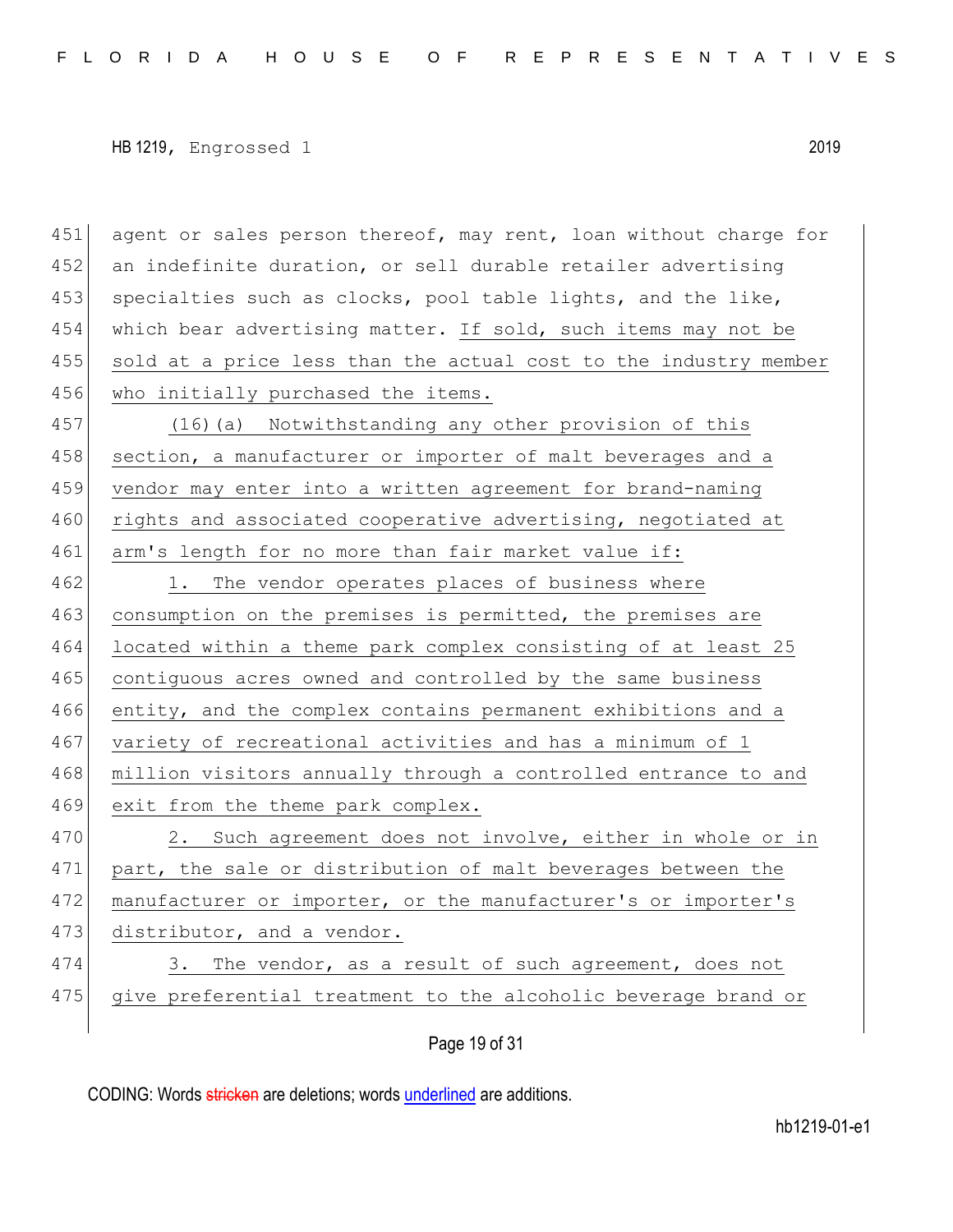agent or sales person thereof, may rent, loan without charge for an indefinite duration, or sell durable retailer advertising specialties such as clocks, pool table lights, and the like, which bear advertising matter. <u>If sold, such items may not be sold at a price less than the actual cost to the industry member who initially purchased the items.</u>

<u>(16)(a) Notwithstanding any other provision of this section, a manufacturer or importer of malt beverages and a vendor may enter into a written agreement for brand-naming rights and associated cooperative advertising, negotiated at arm's length for no more than fair market value if:</u>

<u>1. The vendor operates places of business where consumption on the premises is permitted, the premises are located within a theme park complex consisting of at least 25 contiguous acres owned and controlled by the same business entity, and the complex contains permanent exhibitions and a variety of recreational activities and has a minimum of 1 million visitors annually through a controlled entrance to and exit from the theme park complex.</u>

<u>2. Such agreement does not involve, either in whole or in part, the sale or distribution of malt beverages between the manufacturer or importer, or the manufacturer's or importer's distributor, and a vendor.</u>

<u>3. The vendor, as a result of such agreement, does not give preferential treatment to the alcoholic beverage brand or</u>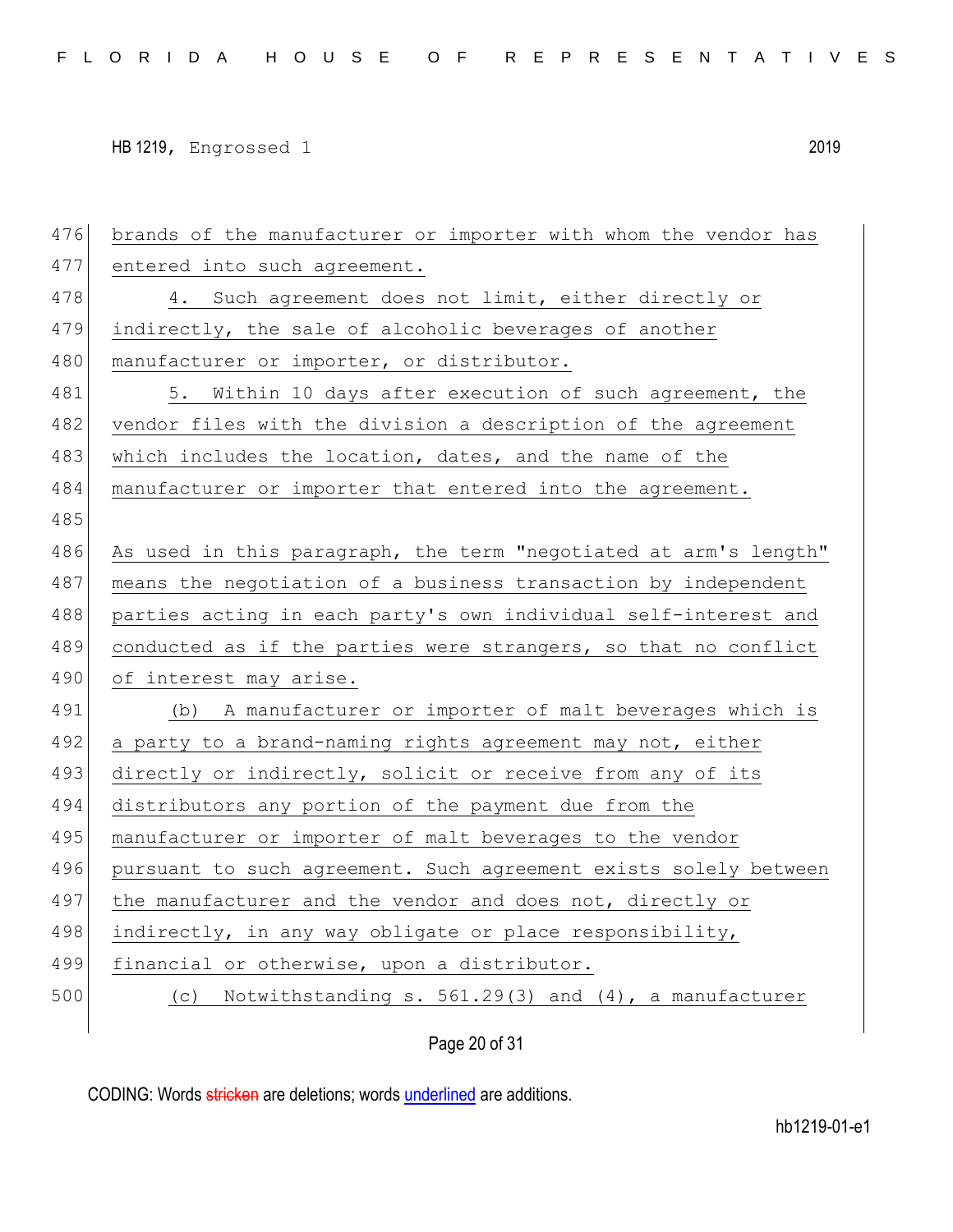brands of the manufacturer or importer with whom the vendor has entered into such agreement.

4. Such agreement does not limit, either directly or indirectly, the sale of alcoholic beverages of another manufacturer or importer, or distributor.

5. Within 10 days after execution of such agreement, the vendor files with the division a description of the agreement which includes the location, dates, and the name of the manufacturer or importer that entered into the agreement.

As used in this paragraph, the term "negotiated at arm's length" means the negotiation of a business transaction by independent parties acting in each party's own individual self-interest and conducted as if the parties were strangers, so that no conflict of interest may arise.

(b) A manufacturer or importer of malt beverages which is a party to a brand-naming rights agreement may not, either directly or indirectly, solicit or receive from any of its distributors any portion of the payment due from the manufacturer or importer of malt beverages to the vendor pursuant to such agreement. Such agreement exists solely between the manufacturer and the vendor and does not, directly or indirectly, in any way obligate or place responsibility, financial or otherwise, upon a distributor.

(c) Notwithstanding s. 561.29(3) and (4), a manufacturer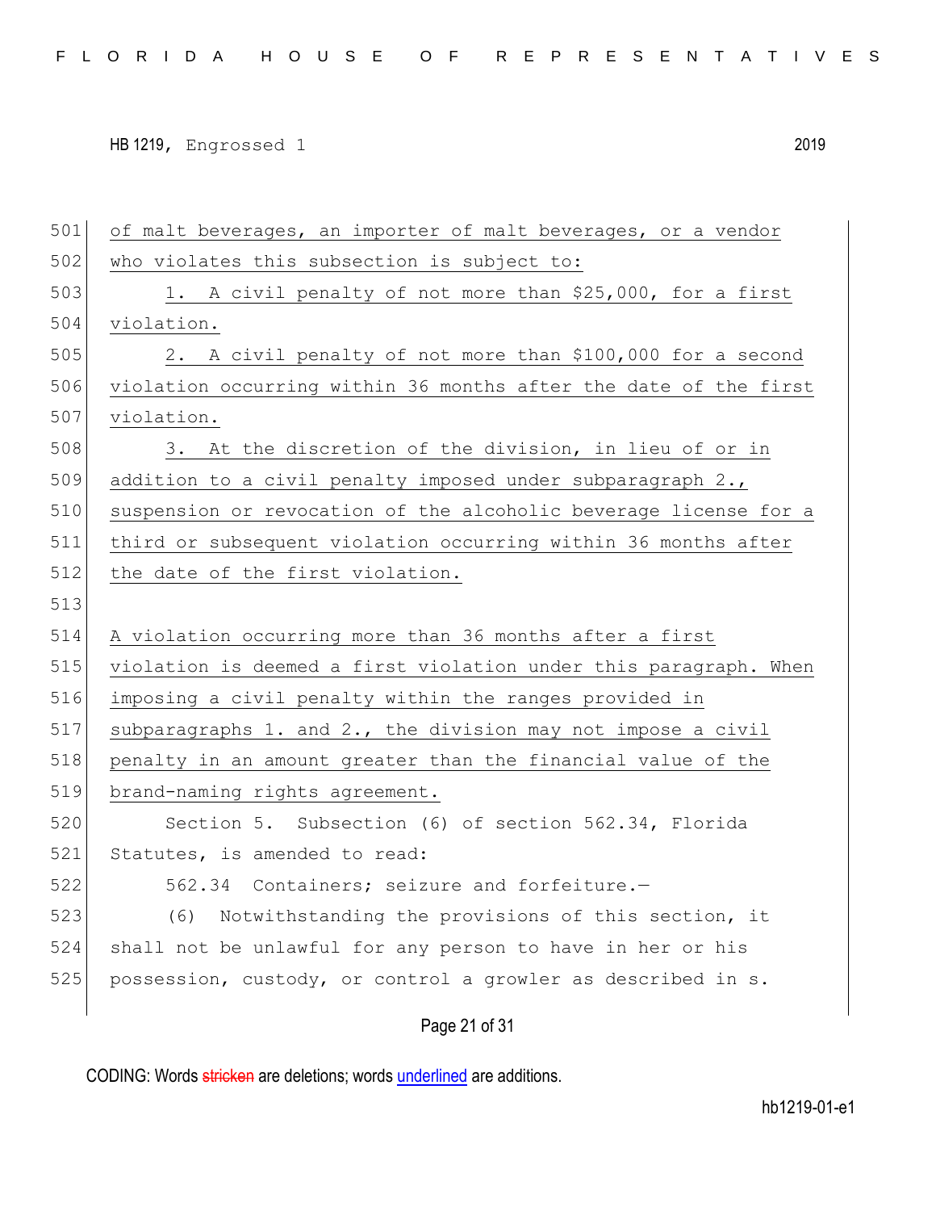of malt beverages, an importer of malt beverages, or a vendor who violates this subsection is subject to:

1. A civil penalty of not more than $25,000, for a first violation.

2. A civil penalty of not more than $100,000 for a second violation occurring within 36 months after the date of the first violation.

3. At the discretion of the division, in lieu of or in addition to a civil penalty imposed under subparagraph 2., suspension or revocation of the alcoholic beverage license for a third or subsequent violation occurring within 36 months after the date of the first violation.

A violation occurring more than 36 months after a first violation is deemed a first violation under this paragraph. When imposing a civil penalty within the ranges provided in subparagraphs 1. and 2., the division may not impose a civil penalty in an amount greater than the financial value of the brand-naming rights agreement.

Section 5. Subsection (6) of section 562.34, Florida Statutes, is amended to read:

562.34 Containers; seizure and forfeiture.—

(6) Notwithstanding the provisions of this section, it shall not be unlawful for any person to have in her or his possession, custody, or control a growler as described in s.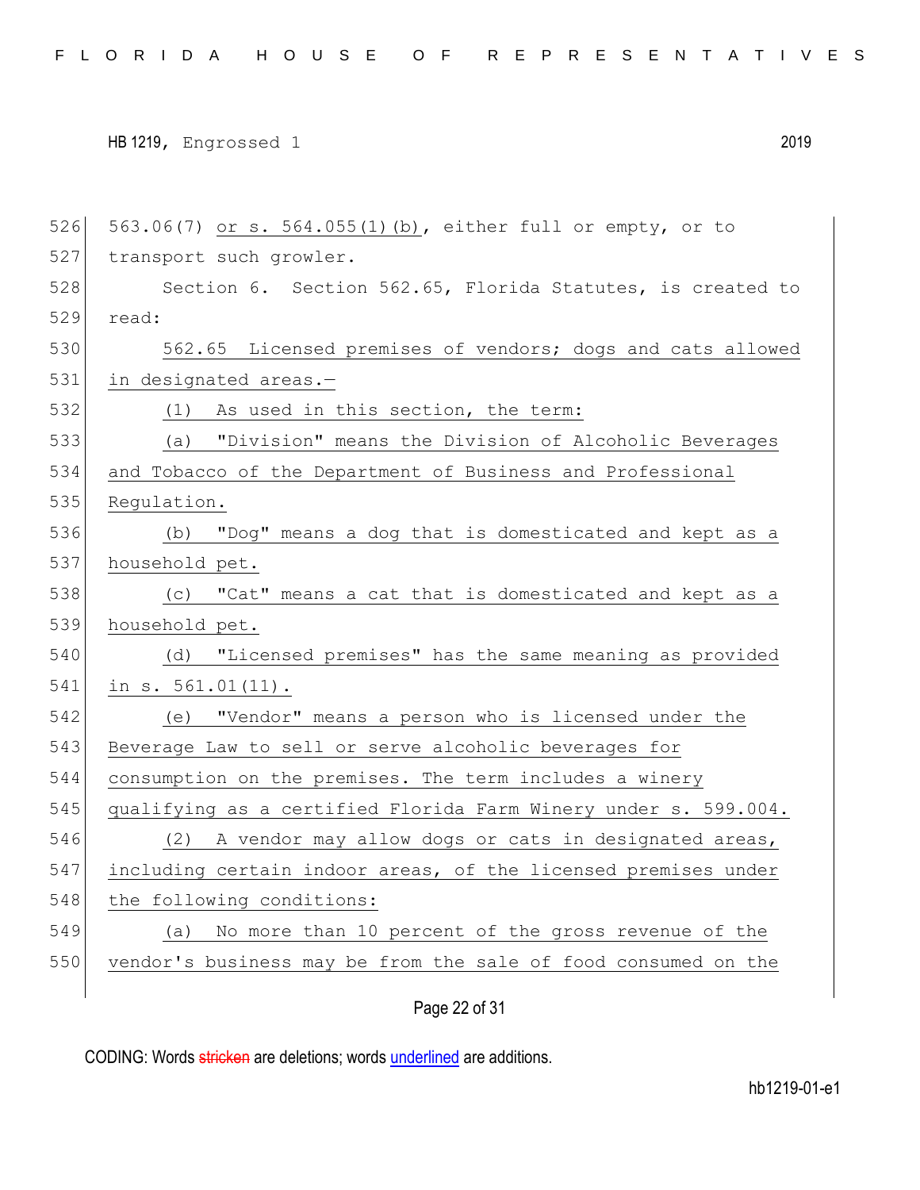563.06(7) or s. 564.055(1)(b), either full or empty, or to transport such growler.

Section 6. Section 562.65, Florida Statutes, is created to read:

562.65 Licensed premises of vendors; dogs and cats allowed in designated areas.—

(1) As used in this section, the term:

(a) "Division" means the Division of Alcoholic Beverages and Tobacco of the Department of Business and Professional Regulation.

(b) "Dog" means a dog that is domesticated and kept as a household pet.

(c) "Cat" means a cat that is domesticated and kept as a household pet.

(d) "Licensed premises" has the same meaning as provided in s. 561.01(11).

(e) "Vendor" means a person who is licensed under the Beverage Law to sell or serve alcoholic beverages for consumption on the premises. The term includes a winery qualifying as a certified Florida Farm Winery under s. 599.004.

(2) A vendor may allow dogs or cats in designated areas, including certain indoor areas, of the licensed premises under the following conditions:

(a) No more than 10 percent of the gross revenue of the vendor's business may be from the sale of food consumed on the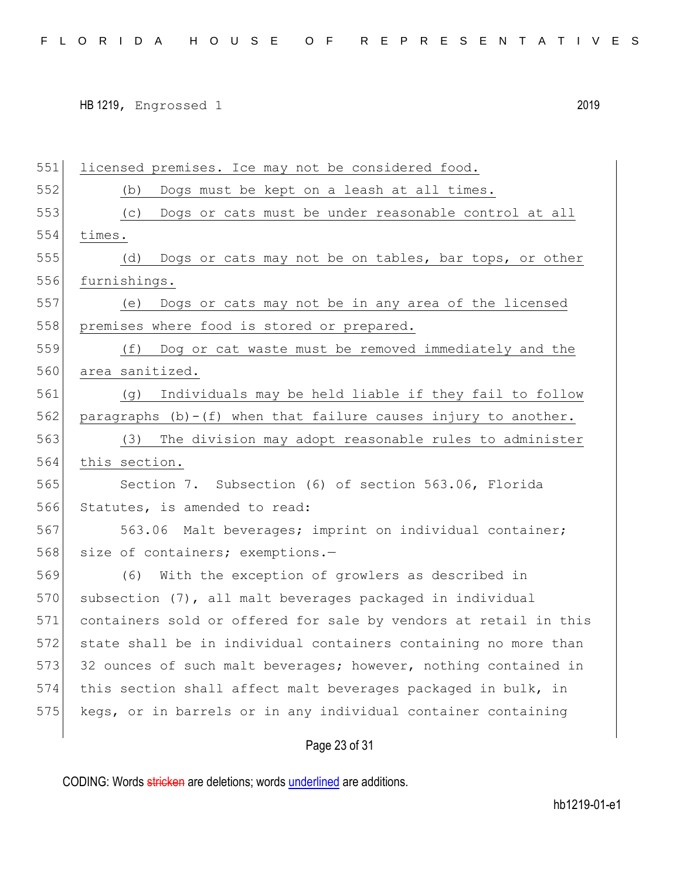licensed premises. Ice may not be considered food.

(b) Dogs must be kept on a leash at all times.

(c) Dogs or cats must be under reasonable control at all times.

(d) Dogs or cats may not be on tables, bar tops, or other furnishings.

(e) Dogs or cats may not be in any area of the licensed premises where food is stored or prepared.

(f) Dog or cat waste must be removed immediately and the area sanitized.

(g) Individuals may be held liable if they fail to follow paragraphs (b)-(f) when that failure causes injury to another.

(3) The division may adopt reasonable rules to administer this section.

Section 7. Subsection (6) of section 563.06, Florida Statutes, is amended to read:

563.06 Malt beverages; imprint on individual container; size of containers; exemptions.—

(6) With the exception of growlers as described in subsection (7), all malt beverages packaged in individual containers sold or offered for sale by vendors at retail in this state shall be in individual containers containing no more than 32 ounces of such malt beverages; however, nothing contained in this section shall affect malt beverages packaged in bulk, in kegs, or in barrels or in any individual container containing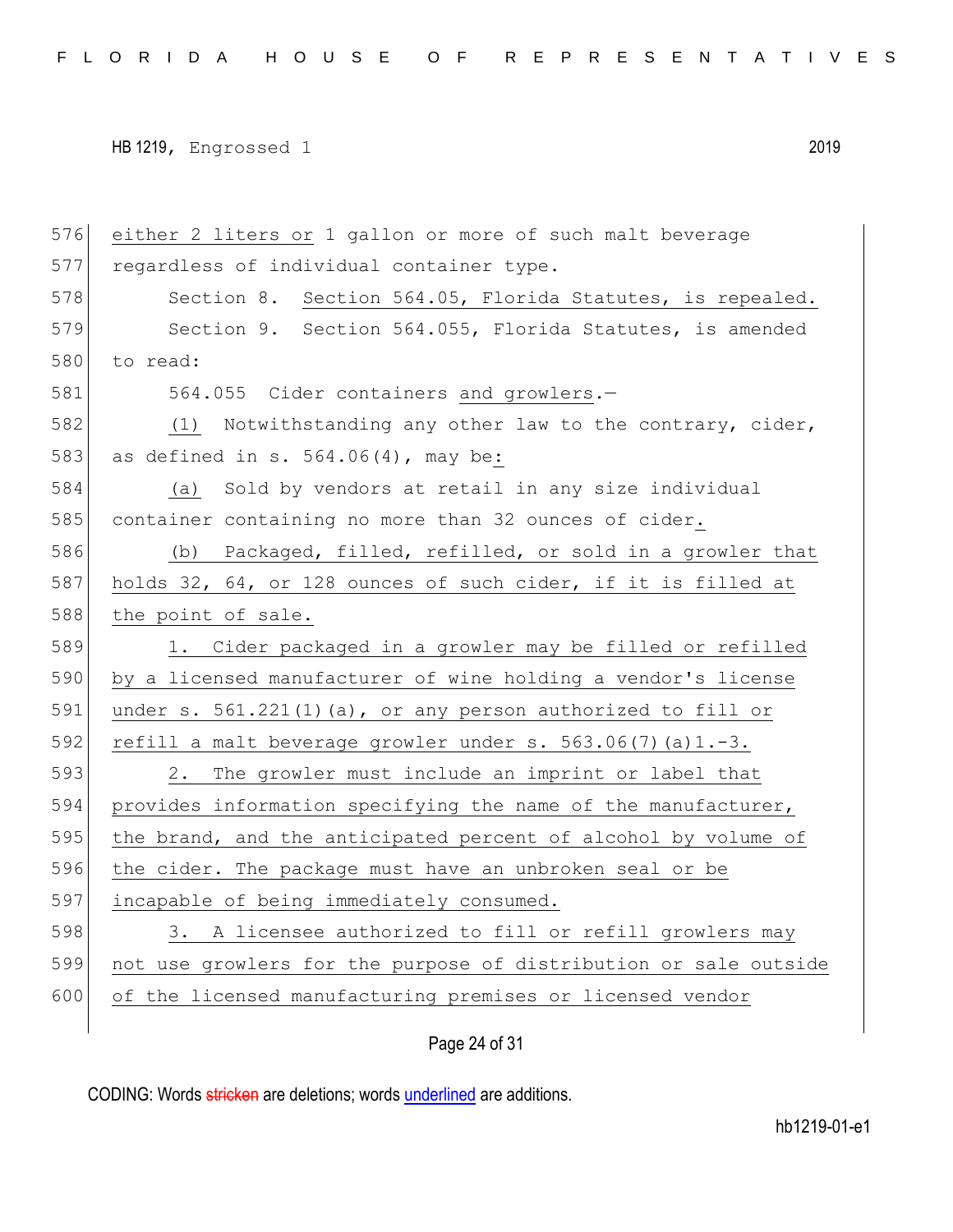either 2 liters or 1 gallon or more of such malt beverage regardless of individual container type.

Section 8. Section 564.05, Florida Statutes, is repealed.

Section 9. Section 564.055, Florida Statutes, is amended to read:

564.055 Cider containers and growlers.—

(1) Notwithstanding any other law to the contrary, cider, as defined in s. 564.06(4), may be:

(a) Sold by vendors at retail in any size individual container containing no more than 32 ounces of cider.

(b) Packaged, filled, refilled, or sold in a growler that holds 32, 64, or 128 ounces of such cider, if it is filled at the point of sale.

1. Cider packaged in a growler may be filled or refilled by a licensed manufacturer of wine holding a vendor's license under s. 561.221(1)(a), or any person authorized to fill or refill a malt beverage growler under s. 563.06(7)(a)1.-3.

2. The growler must include an imprint or label that provides information specifying the name of the manufacturer, the brand, and the anticipated percent of alcohol by volume of the cider. The package must have an unbroken seal or be incapable of being immediately consumed.

3. A licensee authorized to fill or refill growlers may not use growlers for the purpose of distribution or sale outside of the licensed manufacturing premises or licensed vendor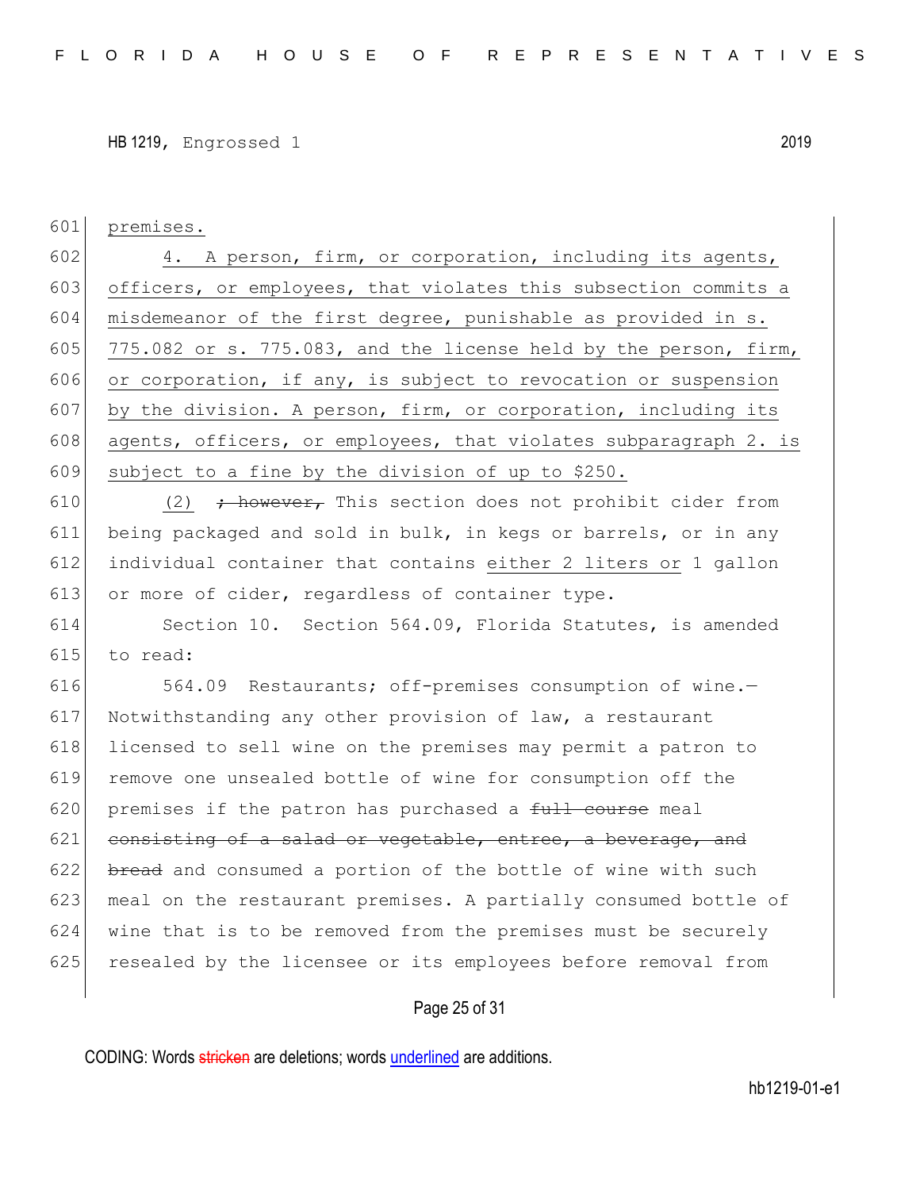601 premises.

602 4. A person, firm, or corporation, including its agents,
603 officers, or employees, that violates this subsection commits a
604 misdemeanor of the first degree, punishable as provided in s.
605 775.082 or s. 775.083, and the license held by the person, firm,
606 or corporation, if any, is subject to revocation or suspension
607 by the division. A person, firm, or corporation, including its
608 agents, officers, or employees, that violates subparagraph 2. is
609 subject to a fine by the division of up to $250.

610 (2) ~~; however,~~ This section does not prohibit cider from
611 being packaged and sold in bulk, in kegs or barrels, or in any
612 individual container that contains either 2 liters or 1 gallon
613 or more of cider, regardless of container type.

614 Section 10. Section 564.09, Florida Statutes, is amended
615 to read:

616 564.09 Restaurants; off-premises consumption of wine.—
617 Notwithstanding any other provision of law, a restaurant
618 licensed to sell wine on the premises may permit a patron to
619 remove one unsealed bottle of wine for consumption off the
620 premises if the patron has purchased a ~~full course~~ meal
621 ~~consisting of a salad or vegetable, entree, a beverage, and~~
622 ~~bread~~ and consumed a portion of the bottle of wine with such
623 meal on the restaurant premises. A partially consumed bottle of
624 wine that is to be removed from the premises must be securely
625 resealed by the licensee or its employees before removal from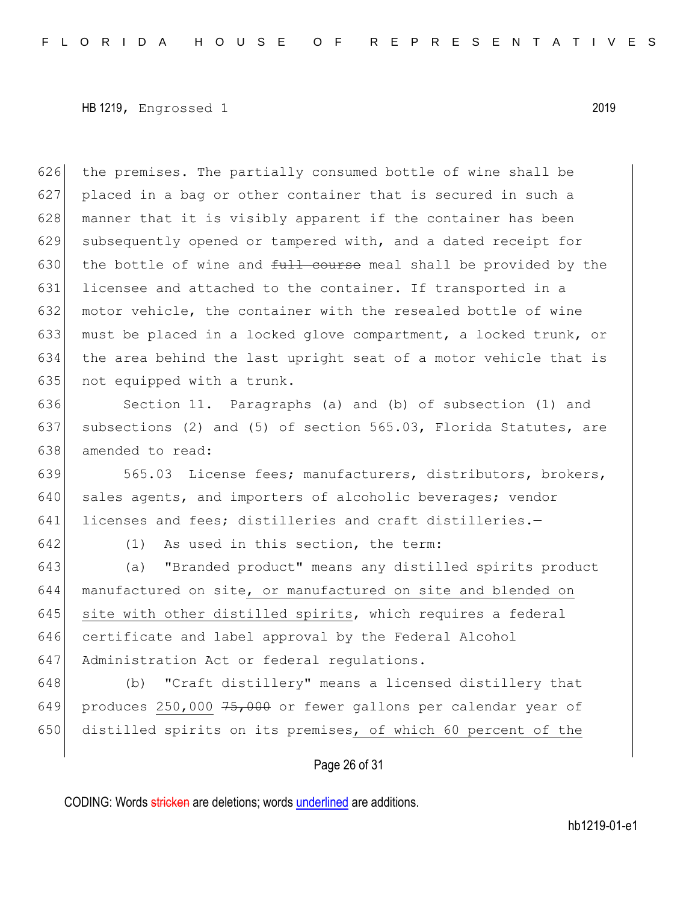the premises. The partially consumed bottle of wine shall be placed in a bag or other container that is secured in such a manner that it is visibly apparent if the container has been subsequently opened or tampered with, and a dated receipt for the bottle of wine and ~~full course~~ meal shall be provided by the licensee and attached to the container. If transported in a motor vehicle, the container with the resealed bottle of wine must be placed in a locked glove compartment, a locked trunk, or the area behind the last upright seat of a motor vehicle that is not equipped with a trunk.

Section 11. Paragraphs (a) and (b) of subsection (1) and subsections (2) and (5) of section 565.03, Florida Statutes, are amended to read:

565.03 License fees; manufacturers, distributors, brokers, sales agents, and importers of alcoholic beverages; vendor licenses and fees; distilleries and craft distilleries.—

(1) As used in this section, the term:

(a) "Branded product" means any distilled spirits product manufactured on site<u>, or manufactured on site and blended on site with other distilled spirits</u>, which requires a federal certificate and label approval by the Federal Alcohol Administration Act or federal regulations.

(b) "Craft distillery" means a licensed distillery that produces <u>250,000</u> ~~75,000~~ or fewer gallons per calendar year of distilled spirits on its premises<u>, of which 60 percent of the</u>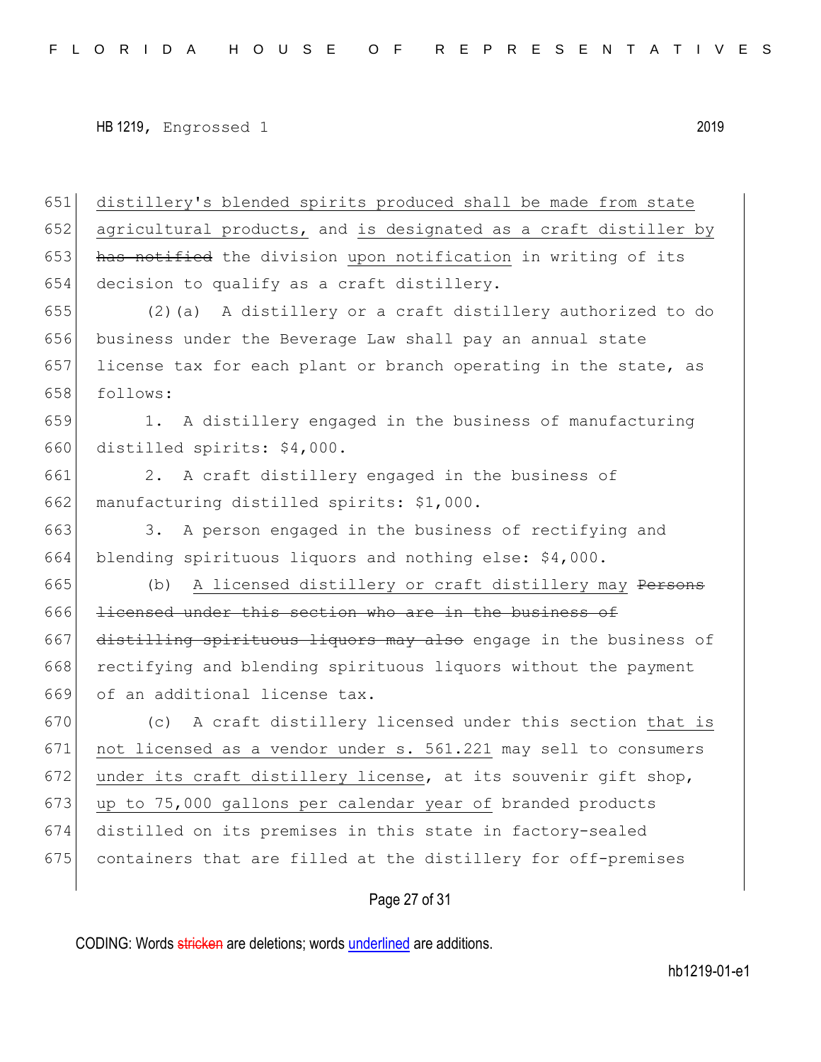distillery's blended spirits produced shall be made from state agricultural products, and is designated as a craft distiller by ~~has notified~~ the division upon notification in writing of its decision to qualify as a craft distillery.

(2)(a) A distillery or a craft distillery authorized to do business under the Beverage Law shall pay an annual state license tax for each plant or branch operating in the state, as follows:

1. A distillery engaged in the business of manufacturing distilled spirits: $4,000.

2. A craft distillery engaged in the business of manufacturing distilled spirits: $1,000.

3. A person engaged in the business of rectifying and blending spirituous liquors and nothing else: $4,000.

(b) A licensed distillery or craft distillery may ~~Persons licensed under this section who are in the business of distilling spirituous liquors may also~~ engage in the business of rectifying and blending spirituous liquors without the payment of an additional license tax.

(c) A craft distillery licensed under this section that is not licensed as a vendor under s. 561.221 may sell to consumers under its craft distillery license, at its souvenir gift shop, up to 75,000 gallons per calendar year of branded products distilled on its premises in this state in factory-sealed containers that are filled at the distillery for off-premises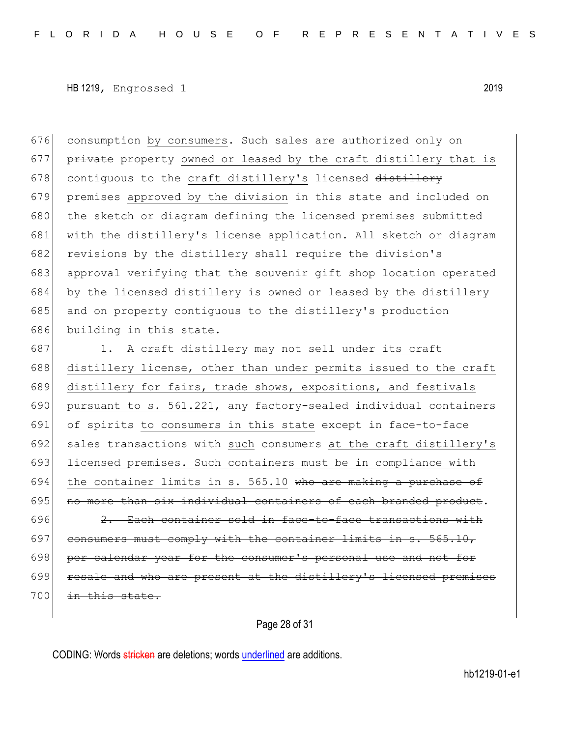consumption by consumers. Such sales are authorized only on ~~private~~ property owned or leased by the craft distillery that is contiguous to the craft distillery's licensed ~~distillery~~ premises approved by the division in this state and included on the sketch or diagram defining the licensed premises submitted with the distillery's license application. All sketch or diagram revisions by the distillery shall require the division's approval verifying that the souvenir gift shop location operated by the licensed distillery is owned or leased by the distillery and on property contiguous to the distillery's production building in this state.

1. A craft distillery may not sell under its craft distillery license, other than under permits issued to the craft distillery for fairs, trade shows, expositions, and festivals pursuant to s. 561.221, any factory-sealed individual containers of spirits to consumers in this state except in face-to-face sales transactions with such consumers at the craft distillery's licensed premises. Such containers must be in compliance with the container limits in s. 565.10 ~~who are making a purchase of no more than six individual containers of each branded product~~.

~~2. Each container sold in face-to-face transactions with consumers must comply with the container limits in s. 565.10, per calendar year for the consumer's personal use and not for resale and who are present at the distillery's licensed premises in this state.~~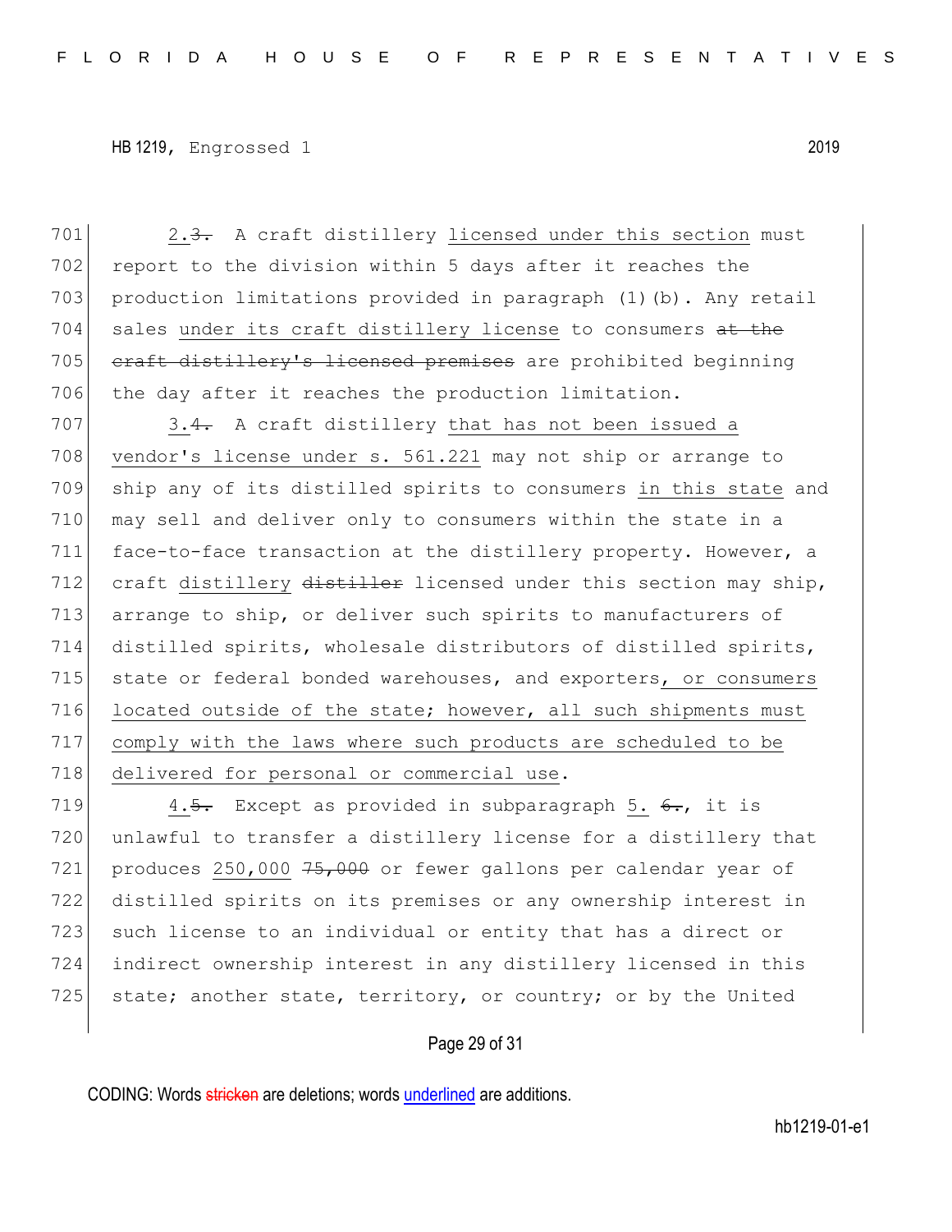2.~~3.~~ A craft distillery <u>licensed under this section</u> must report to the division within 5 days after it reaches the production limitations provided in paragraph (1)(b). Any retail sales <u>under its craft distillery license</u> to consumers ~~at the craft distillery's licensed premises~~ are prohibited beginning the day after it reaches the production limitation.

3.~~4.~~ A craft distillery <u>that has not been issued a vendor's license under s. 561.221</u> may not ship or arrange to ship any of its distilled spirits to consumers <u>in this state</u> and may sell and deliver only to consumers within the state in a face-to-face transaction at the distillery property. However, a craft <u>distillery</u> ~~distiller~~ licensed under this section may ship, arrange to ship, or deliver such spirits to manufacturers of distilled spirits, wholesale distributors of distilled spirits, state or federal bonded warehouses, and exporters<u>, or consumers located outside of the state; however, all such shipments must comply with the laws where such products are scheduled to be delivered for personal or commercial use</u>.

4.~~5.~~ Except as provided in subparagraph <u>5.</u> ~~6.~~, it is unlawful to transfer a distillery license for a distillery that produces <u>250,000</u> ~~75,000~~ or fewer gallons per calendar year of distilled spirits on its premises or any ownership interest in such license to an individual or entity that has a direct or indirect ownership interest in any distillery licensed in this state; another state, territory, or country; or by the United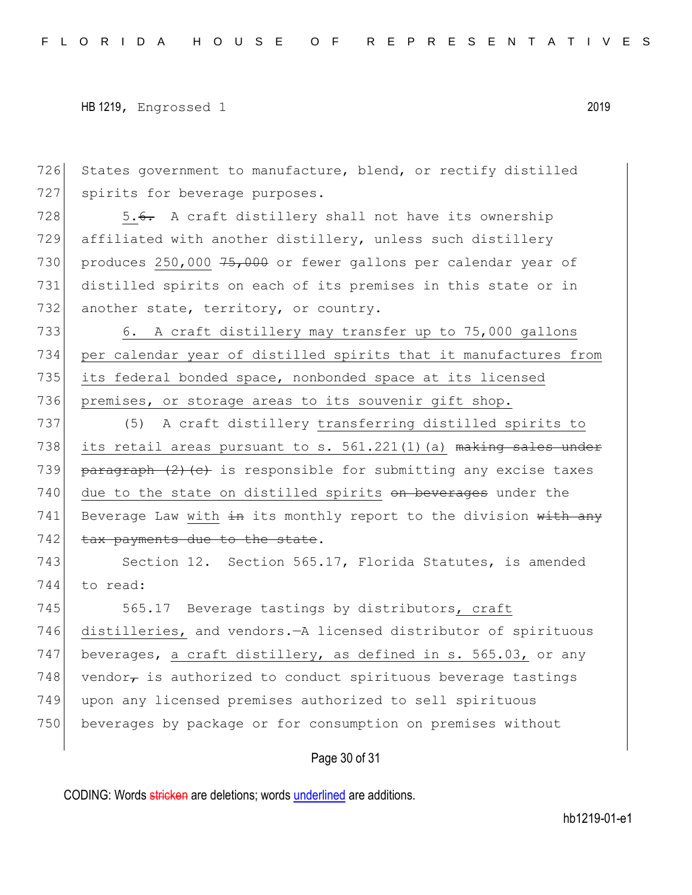726 States government to manufacture, blend, or rectify distilled
727 spirits for beverage purposes.

728 5.~~6.~~ A craft distillery shall not have its ownership
729 affiliated with another distillery, unless such distillery
730 produces <u>250,000</u> ~~75,000~~ or fewer gallons per calendar year of
731 distilled spirits on each of its premises in this state or in
732 another state, territory, or country.

733 <u>6. A craft distillery may transfer up to 75,000 gallons</u>
734 <u>per calendar year of distilled spirits that it manufactures from</u>
735 <u>its federal bonded space, nonbonded space at its licensed</u>
736 <u>premises, or storage areas to its souvenir gift shop.</u>

737 (5) A craft distillery <u>transferring distilled spirits to</u>
738 <u>its retail areas pursuant to s. 561.221(1)(a)</u> ~~making sales under~~
739 ~~paragraph (2)(c)~~ is responsible for submitting any excise taxes
740 <u>due to the state on distilled spirits</u> ~~on beverages~~ under the
741 Beverage Law <u>with</u> ~~in~~ its monthly report to the division ~~with any~~
742 ~~tax payments due to the state~~.

743 Section 12. Section 565.17, Florida Statutes, is amended
744 to read:

745 565.17 Beverage tastings by distributors<u>, craft</u>
746 <u>distilleries,</u> and vendors.—A licensed distributor of spirituous
747 beverages, <u>a craft distillery, as defined in s. 565.03,</u> or any
748 vendor~~,~~ is authorized to conduct spirituous beverage tastings
749 upon any licensed premises authorized to sell spirituous
750 beverages by package or for consumption on premises without

CODING: Words ~~stricken~~ are deletions; words <u>underlined</u> are additions.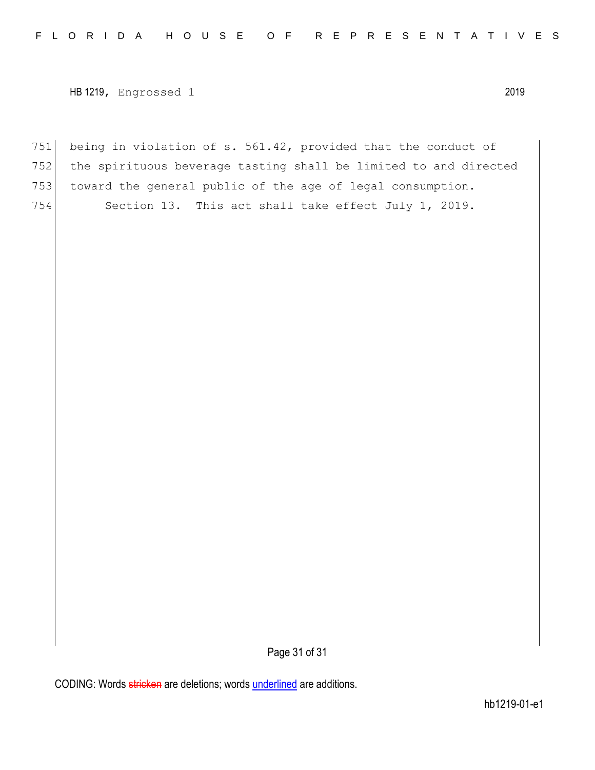751 being in violation of s. 561.42, provided that the conduct of
752 the spirituous beverage tasting shall be limited to and directed
753 toward the general public of the age of legal consumption.
754 Section 13. This act shall take effect July 1, 2019.